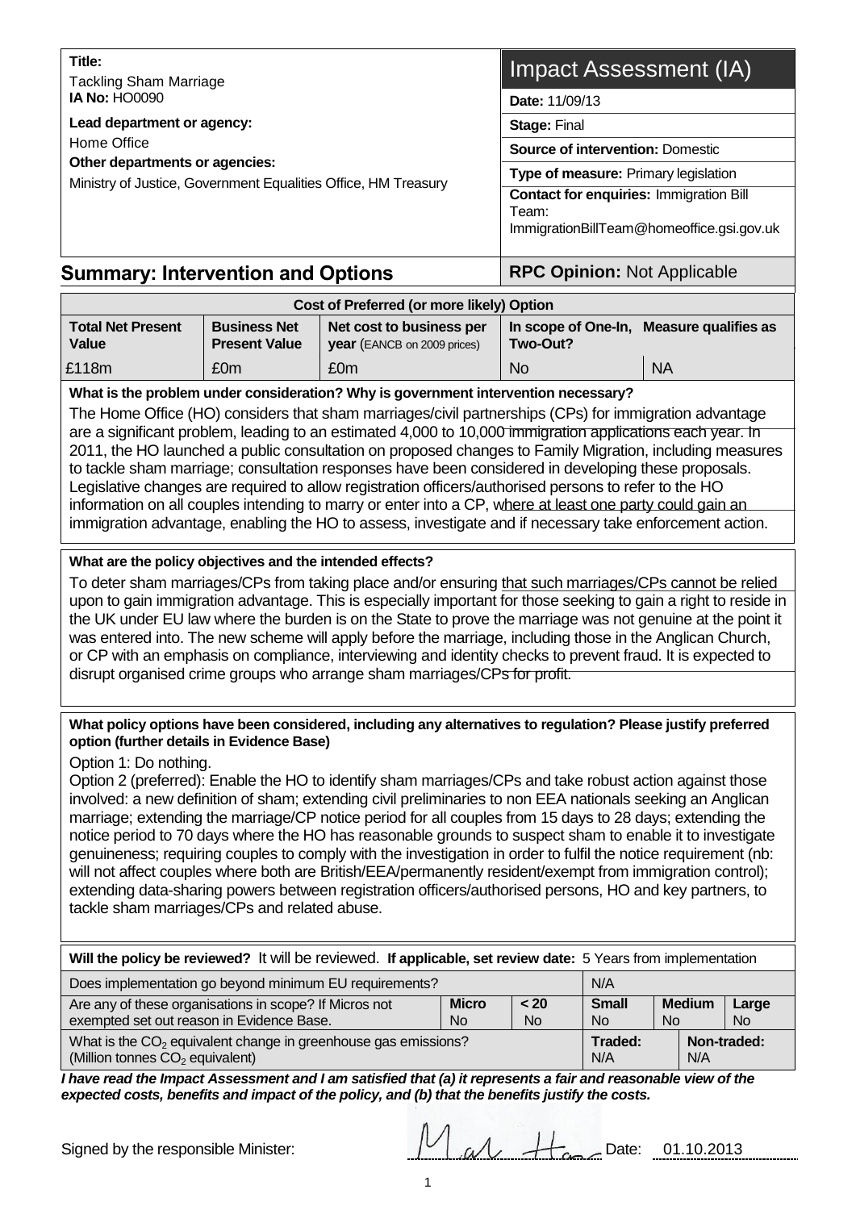| **Title:** Tackling Sham Marriage **IA No:** HO0090 **Lead department or agency:** Home Office **Other departments or agencies:** Ministry of Justice, Government Equalities Office, HM Treasury | **Impact Assessment (IA)** |
|---|---|
| | **Date:** 11/09/13 |
| | **Stage:** Final |
| | **Source of intervention:** Domestic |
| | **Type of measure:** Primary legislation |
| | **Contact for enquiries:** Immigration Bill Team: ImmigrationBillTeam@homeoffice.gsi.gov.uk |

## Summary: Intervention and Options

**RPC Opinion:** Not Applicable

| Cost of Preferred (or more likely) Option | | | | |
|---|---|---|---|---|
| **Total Net Present Value** | **Business Net Present Value** | **Net cost to business per year** (EANCB on 2009 prices) | **In scope of One-In, Two-Out?** | **Measure qualifies as** |
| £118m | £0m | £0m | No | NA |

**What is the problem under consideration? Why is government intervention necessary?**

The Home Office (HO) considers that sham marriages/civil partnerships (CPs) for immigration advantage are a significant problem, leading to an estimated 4,000 to 10,000 immigration applications each year. In 2011, the HO launched a public consultation on proposed changes to Family Migration, including measures to tackle sham marriage; consultation responses have been considered in developing these proposals. Legislative changes are required to allow registration officers/authorised persons to refer to the HO information on all couples intending to marry or enter into a CP, where at least one party could gain an immigration advantage, enabling the HO to assess, investigate and if necessary take enforcement action.

**What are the policy objectives and the intended effects?**

To deter sham marriages/CPs from taking place and/or ensuring that such marriages/CPs cannot be relied upon to gain immigration advantage. This is especially important for those seeking to gain a right to reside in the UK under EU law where the burden is on the State to prove the marriage was not genuine at the point it was entered into. The new scheme will apply before the marriage, including those in the Anglican Church, or CP with an emphasis on compliance, interviewing and identity checks to prevent fraud. It is expected to disrupt organised crime groups who arrange sham marriages/CPs for profit.

**What policy options have been considered, including any alternatives to regulation? Please justify preferred option (further details in Evidence Base)**

Option 1: Do nothing.

Option 2 (preferred): Enable the HO to identify sham marriages/CPs and take robust action against those involved: a new definition of sham; extending civil preliminaries to non EEA nationals seeking an Anglican marriage; extending the marriage/CP notice period for all couples from 15 days to 28 days; extending the notice period to 70 days where the HO has reasonable grounds to suspect sham to enable it to investigate genuineness; requiring couples to comply with the investigation in order to fulfil the notice requirement (nb: will not affect couples where both are British/EEA/permanently resident/exempt from immigration control); extending data-sharing powers between registration officers/authorised persons, HO and key partners, to tackle sham marriages/CPs and related abuse.

**Will the policy be reviewed?** It will be reviewed. **If applicable, set review date:** 5 Years from implementation

| Does implementation go beyond minimum EU requirements? | | | N/A | | |
|---|---|---|---|---|---|
| Are any of these organisations in scope? If Micros not exempted set out reason in Evidence Base. | **Micro** No | **< 20** No | **Small** No | **Medium** No | **Large** No |
| What is the $CO_2$ equivalent change in greenhouse gas emissions? (Million tonnes $CO_2$ equivalent) | | | **Traded:** N/A | **Non-traded:** N/A | |

***I have read the Impact Assessment and I am satisfied that (a) it represents a fair and reasonable view of the expected costs, benefits and impact of the policy, and (b) that the benefits justify the costs.***

Signed by the responsible Minister: Mark Harper Date: 01.10.2013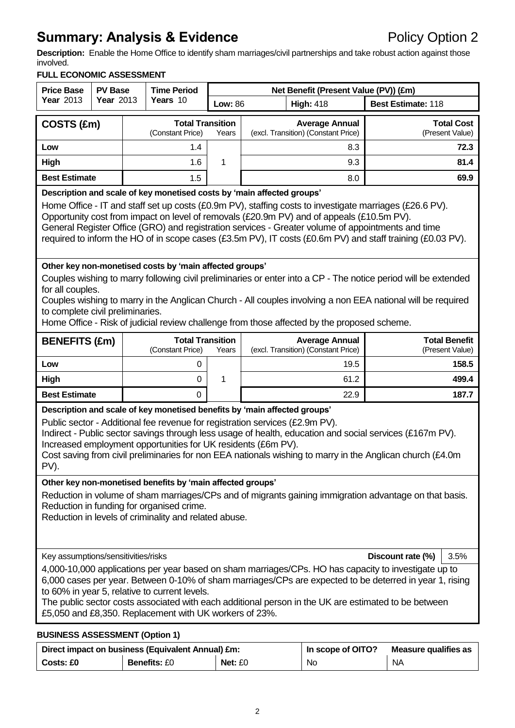# Summary: Analysis & Evidence

Policy Option 2

**Description:** Enable the Home Office to identify sham marriages/civil partnerships and take robust action against those involved.

**FULL ECONOMIC ASSESSMENT**

| Price Base Year 2013 | PV Base Year 2013 | Time Period Years 10 | Net Benefit (Present Value (PV)) (£m) | | |
|---|---|---|---|---|---|
| | | | **Low:** 86 | **High:** 418 | **Best Estimate:** 118 |

| COSTS (£m) | Total Transition (Constant Price) | Years | Average Annual (excl. Transition) (Constant Price) | Total Cost (Present Value) |
|---|---|---|---|---|
| **Low** | 1.4 | 1 | 8.3 | **72.3** |
| **High** | 1.6 | | 9.3 | **81.4** |
| **Best Estimate** | 1.5 | | 8.0 | **69.9** |

**Description and scale of key monetised costs by 'main affected groups'**

Home Office - IT and staff set up costs (£0.9m PV), staffing costs to investigate marriages (£26.6 PV). Opportunity cost from impact on level of removals (£20.9m PV) and of appeals (£10.5m PV).
General Register Office (GRO) and registration services - Greater volume of appointments and time required to inform the HO of in scope cases (£3.5m PV), IT costs (£0.6m PV) and staff training (£0.03 PV).

**Other key non-monetised costs by 'main affected groups'**

Couples wishing to marry following civil preliminaries or enter into a CP - The notice period will be extended for all couples.
Couples wishing to marry in the Anglican Church - All couples involving a non EEA national will be required to complete civil preliminaries.
Home Office - Risk of judicial review challenge from those affected by the proposed scheme.

| BENEFITS (£m) | Total Transition (Constant Price) | Years | Average Annual (excl. Transition) (Constant Price) | Total Benefit (Present Value) |
|---|---|---|---|---|
| **Low** | 0 | 1 | 19.5 | **158.5** |
| **High** | 0 | | 61.2 | **499.4** |
| **Best Estimate** | 0 | | 22.9 | **187.7** |

**Description and scale of key monetised benefits by 'main affected groups'**

Public sector - Additional fee revenue for registration services (£2.9m PV).
Indirect - Public sector savings through less usage of health, education and social services (£167m PV).
Increased employment opportunities for UK residents (£6m PV).
Cost saving from civil preliminaries for non EEA nationals wishing to marry in the Anglican church (£4.0m PV).

**Other key non-monetised benefits by 'main affected groups'**

Reduction in volume of sham marriages/CPs and of migrants gaining immigration advantage on that basis.
Reduction in funding for organised crime.
Reduction in levels of criminality and related abuse.

Key assumptions/sensitivities/risks — **Discount rate (%)** 3.5%

4,000-10,000 applications per year based on sham marriages/CPs. HO has capacity to investigate up to 6,000 cases per year. Between 0-10% of sham marriages/CPs are expected to be deterred in year 1, rising to 60% in year 5, relative to current levels.
The public sector costs associated with each additional person in the UK are estimated to be between £5,050 and £8,350. Replacement with UK workers of 23%.

**BUSINESS ASSESSMENT (Option 1)**

| Direct impact on business (Equivalent Annual) £m: | | | In scope of OITO? | Measure qualifies as |
|---|---|---|---|---|
| **Costs: £0** | **Benefits:** £0 | **Net:** £0 | No | NA |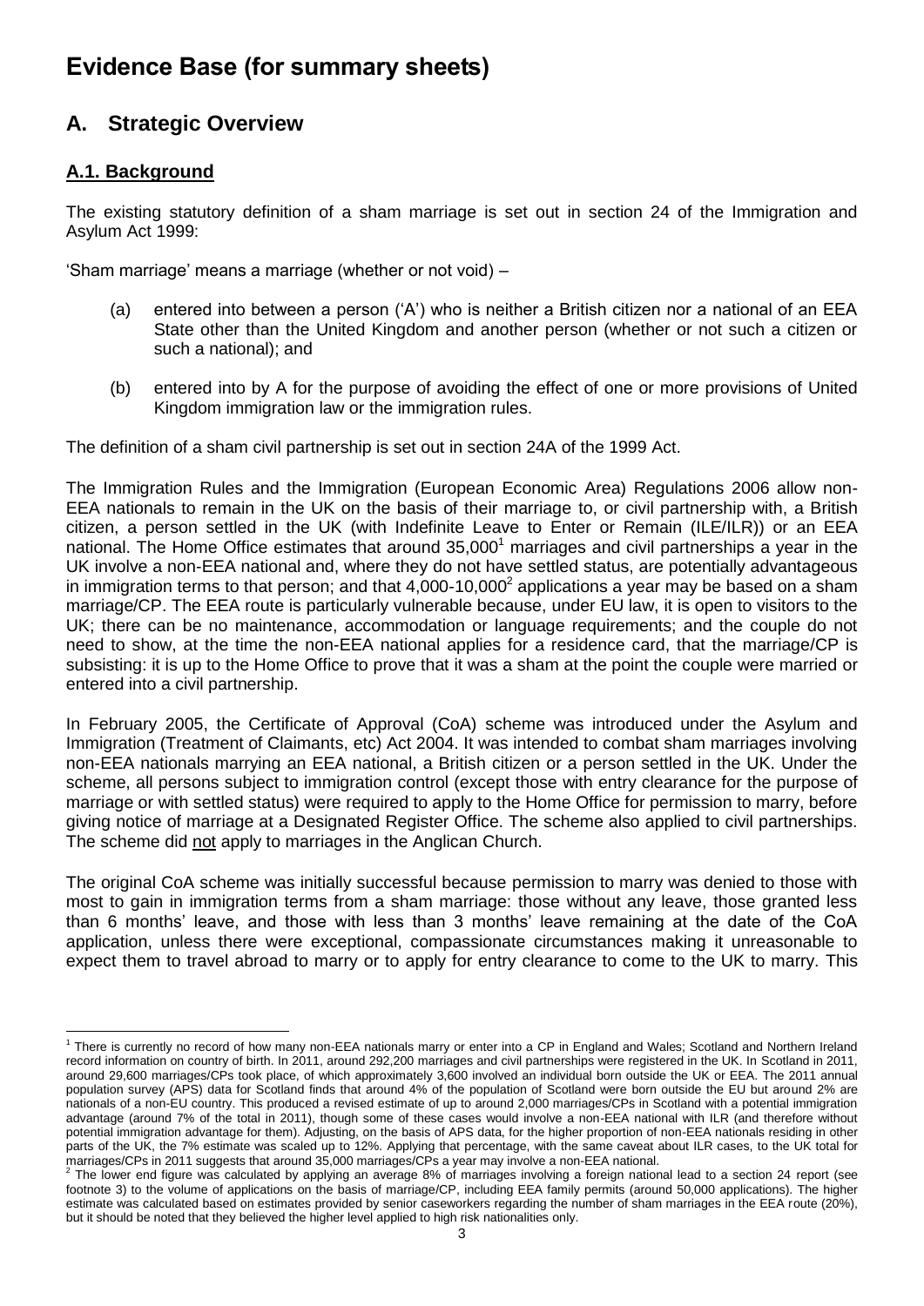# Evidence Base (for summary sheets)

## A. Strategic Overview

### A.1. Background

The existing statutory definition of a sham marriage is set out in section 24 of the Immigration and Asylum Act 1999:

'Sham marriage' means a marriage (whether or not void) –

- (a) entered into between a person ('A') who is neither a British citizen nor a national of an EEA State other than the United Kingdom and another person (whether or not such a citizen or such a national); and
- (b) entered into by A for the purpose of avoiding the effect of one or more provisions of United Kingdom immigration law or the immigration rules.

The definition of a sham civil partnership is set out in section 24A of the 1999 Act.

The Immigration Rules and the Immigration (European Economic Area) Regulations 2006 allow non-EEA nationals to remain in the UK on the basis of their marriage to, or civil partnership with, a British citizen, a person settled in the UK (with Indefinite Leave to Enter or Remain (ILE/ILR)) or an EEA national. The Home Office estimates that around 35,000[1] marriages and civil partnerships a year in the UK involve a non-EEA national and, where they do not have settled status, are potentially advantageous in immigration terms to that person; and that 4,000-10,000[2] applications a year may be based on a sham marriage/CP. The EEA route is particularly vulnerable because, under EU law, it is open to visitors to the UK; there can be no maintenance, accommodation or language requirements; and the couple do not need to show, at the time the non-EEA national applies for a residence card, that the marriage/CP is subsisting: it is up to the Home Office to prove that it was a sham at the point the couple were married or entered into a civil partnership.

In February 2005, the Certificate of Approval (CoA) scheme was introduced under the Asylum and Immigration (Treatment of Claimants, etc) Act 2004. It was intended to combat sham marriages involving non-EEA nationals marrying an EEA national, a British citizen or a person settled in the UK. Under the scheme, all persons subject to immigration control (except those with entry clearance for the purpose of marriage or with settled status) were required to apply to the Home Office for permission to marry, before giving notice of marriage at a Designated Register Office. The scheme also applied to civil partnerships. The scheme did not apply to marriages in the Anglican Church.

The original CoA scheme was initially successful because permission to marry was denied to those with most to gain in immigration terms from a sham marriage: those without any leave, those granted less than 6 months' leave, and those with less than 3 months' leave remaining at the date of the CoA application, unless there were exceptional, compassionate circumstances making it unreasonable to expect them to travel abroad to marry or to apply for entry clearance to come to the UK to marry. This

---

[1] There is currently no record of how many non-EEA nationals marry or enter into a CP in England and Wales; Scotland and Northern Ireland record information on country of birth. In 2011, around 292,200 marriages and civil partnerships were registered in the UK. In Scotland in 2011, around 29,600 marriages/CPs took place, of which approximately 3,600 involved an individual born outside the UK or EEA. The 2011 annual population survey (APS) data for Scotland finds that around 4% of the population of Scotland were born outside the EU but around 2% are nationals of a non-EU country. This produced a revised estimate of up to around 2,000 marriages/CPs in Scotland with a potential immigration advantage (around 7% of the total in 2011), though some of these cases would involve a non-EEA national with ILR (and therefore without potential immigration advantage for them). Adjusting, on the basis of APS data, for the higher proportion of non-EEA nationals residing in other parts of the UK, the 7% estimate was scaled up to 12%. Applying that percentage, with the same caveat about ILR cases, to the UK total for marriages/CPs in 2011 suggests that around 35,000 marriages/CPs a year may involve a non-EEA national.

[2] The lower end figure was calculated by applying an average 8% of marriages involving a foreign national lead to a section 24 report (see footnote 3) to the volume of applications on the basis of marriage/CP, including EEA family permits (around 50,000 applications). The higher estimate was calculated based on estimates provided by senior caseworkers regarding the number of sham marriages in the EEA route (20%), but it should be noted that they believed the higher level applied to high risk nationalities only.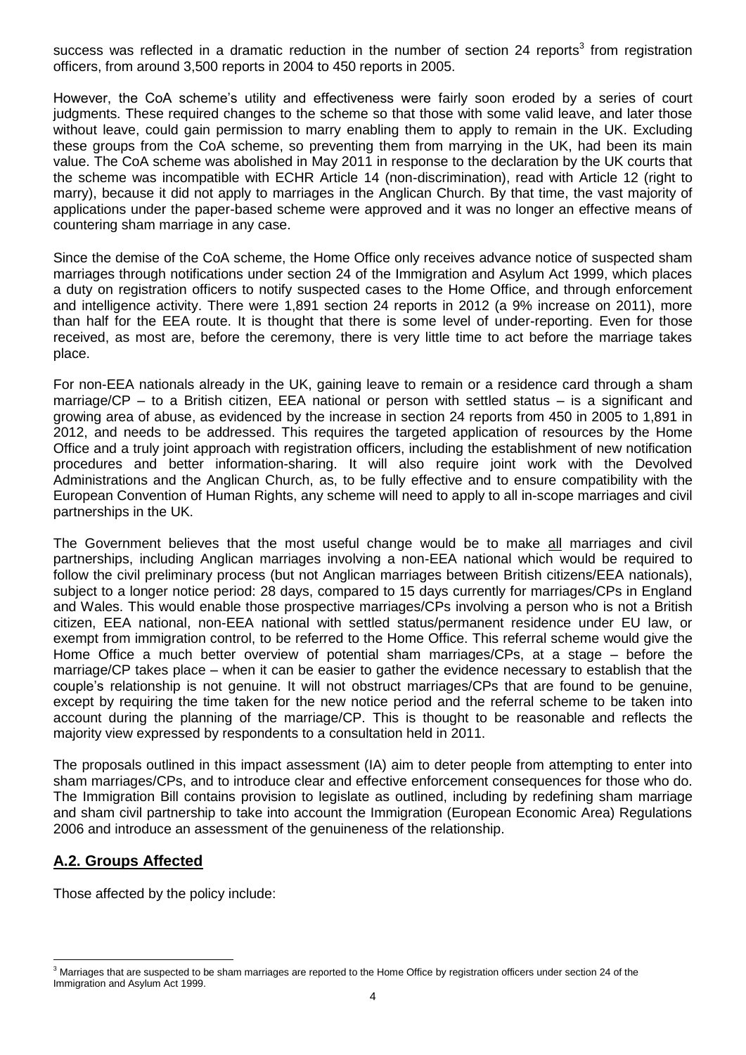success was reflected in a dramatic reduction in the number of section 24 reports[3] from registration officers, from around 3,500 reports in 2004 to 450 reports in 2005.

However, the CoA scheme's utility and effectiveness were fairly soon eroded by a series of court judgments. These required changes to the scheme so that those with some valid leave, and later those without leave, could gain permission to marry enabling them to apply to remain in the UK. Excluding these groups from the CoA scheme, so preventing them from marrying in the UK, had been its main value. The CoA scheme was abolished in May 2011 in response to the declaration by the UK courts that the scheme was incompatible with ECHR Article 14 (non-discrimination), read with Article 12 (right to marry), because it did not apply to marriages in the Anglican Church. By that time, the vast majority of applications under the paper-based scheme were approved and it was no longer an effective means of countering sham marriage in any case.

Since the demise of the CoA scheme, the Home Office only receives advance notice of suspected sham marriages through notifications under section 24 of the Immigration and Asylum Act 1999, which places a duty on registration officers to notify suspected cases to the Home Office, and through enforcement and intelligence activity. There were 1,891 section 24 reports in 2012 (a 9% increase on 2011), more than half for the EEA route. It is thought that there is some level of under-reporting. Even for those received, as most are, before the ceremony, there is very little time to act before the marriage takes place.

For non-EEA nationals already in the UK, gaining leave to remain or a residence card through a sham marriage/CP – to a British citizen, EEA national or person with settled status – is a significant and growing area of abuse, as evidenced by the increase in section 24 reports from 450 in 2005 to 1,891 in 2012, and needs to be addressed. This requires the targeted application of resources by the Home Office and a truly joint approach with registration officers, including the establishment of new notification procedures and better information-sharing. It will also require joint work with the Devolved Administrations and the Anglican Church, as, to be fully effective and to ensure compatibility with the European Convention of Human Rights, any scheme will need to apply to all in-scope marriages and civil partnerships in the UK.

The Government believes that the most useful change would be to make <u>all</u> marriages and civil partnerships, including Anglican marriages involving a non-EEA national which would be required to follow the civil preliminary process (but not Anglican marriages between British citizens/EEA nationals), subject to a longer notice period: 28 days, compared to 15 days currently for marriages/CPs in England and Wales. This would enable those prospective marriages/CPs involving a person who is not a British citizen, EEA national, non-EEA national with settled status/permanent residence under EU law, or exempt from immigration control, to be referred to the Home Office. This referral scheme would give the Home Office a much better overview of potential sham marriages/CPs, at a stage – before the marriage/CP takes place – when it can be easier to gather the evidence necessary to establish that the couple's relationship is not genuine. It will not obstruct marriages/CPs that are found to be genuine, except by requiring the time taken for the new notice period and the referral scheme to be taken into account during the planning of the marriage/CP. This is thought to be reasonable and reflects the majority view expressed by respondents to a consultation held in 2011.

The proposals outlined in this impact assessment (IA) aim to deter people from attempting to enter into sham marriages/CPs, and to introduce clear and effective enforcement consequences for those who do. The Immigration Bill contains provision to legislate as outlined, including by redefining sham marriage and sham civil partnership to take into account the Immigration (European Economic Area) Regulations 2006 and introduce an assessment of the genuineness of the relationship.

## A.2. Groups Affected

Those affected by the policy include:

[3] Marriages that are suspected to be sham marriages are reported to the Home Office by registration officers under section 24 of the Immigration and Asylum Act 1999.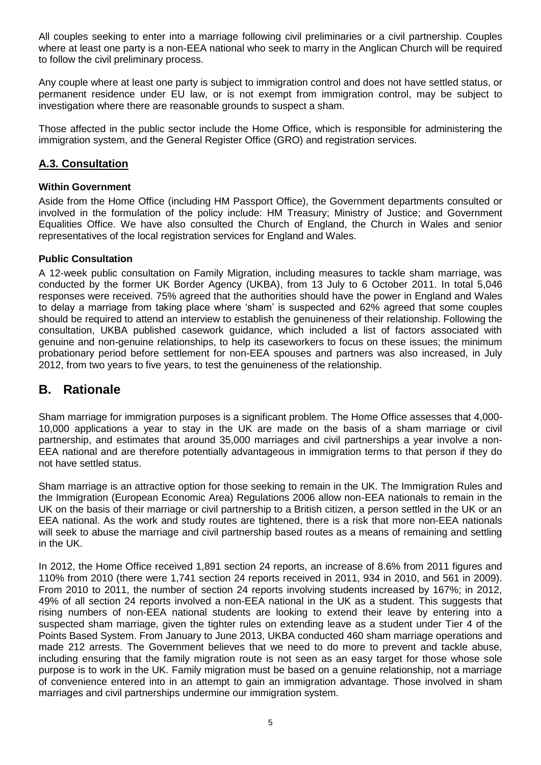All couples seeking to enter into a marriage following civil preliminaries or a civil partnership. Couples where at least one party is a non-EEA national who seek to marry in the Anglican Church will be required to follow the civil preliminary process.

Any couple where at least one party is subject to immigration control and does not have settled status, or permanent residence under EU law, or is not exempt from immigration control, may be subject to investigation where there are reasonable grounds to suspect a sham.

Those affected in the public sector include the Home Office, which is responsible for administering the immigration system, and the General Register Office (GRO) and registration services.

## A.3. Consultation

**Within Government**

Aside from the Home Office (including HM Passport Office), the Government departments consulted or involved in the formulation of the policy include: HM Treasury; Ministry of Justice; and Government Equalities Office. We have also consulted the Church of England, the Church in Wales and senior representatives of the local registration services for England and Wales.

**Public Consultation**

A 12-week public consultation on Family Migration, including measures to tackle sham marriage, was conducted by the former UK Border Agency (UKBA), from 13 July to 6 October 2011. In total 5,046 responses were received. 75% agreed that the authorities should have the power in England and Wales to delay a marriage from taking place where 'sham' is suspected and 62% agreed that some couples should be required to attend an interview to establish the genuineness of their relationship. Following the consultation, UKBA published casework guidance, which included a list of factors associated with genuine and non-genuine relationships, to help its caseworkers to focus on these issues; the minimum probationary period before settlement for non-EEA spouses and partners was also increased, in July 2012, from two years to five years, to test the genuineness of the relationship.

# B. Rationale

Sham marriage for immigration purposes is a significant problem. The Home Office assesses that 4,000-10,000 applications a year to stay in the UK are made on the basis of a sham marriage or civil partnership, and estimates that around 35,000 marriages and civil partnerships a year involve a non-EEA national and are therefore potentially advantageous in immigration terms to that person if they do not have settled status.

Sham marriage is an attractive option for those seeking to remain in the UK. The Immigration Rules and the Immigration (European Economic Area) Regulations 2006 allow non-EEA nationals to remain in the UK on the basis of their marriage or civil partnership to a British citizen, a person settled in the UK or an EEA national. As the work and study routes are tightened, there is a risk that more non-EEA nationals will seek to abuse the marriage and civil partnership based routes as a means of remaining and settling in the UK.

In 2012, the Home Office received 1,891 section 24 reports, an increase of 8.6% from 2011 figures and 110% from 2010 (there were 1,741 section 24 reports received in 2011, 934 in 2010, and 561 in 2009). From 2010 to 2011, the number of section 24 reports involving students increased by 167%; in 2012, 49% of all section 24 reports involved a non-EEA national in the UK as a student. This suggests that rising numbers of non-EEA national students are looking to extend their leave by entering into a suspected sham marriage, given the tighter rules on extending leave as a student under Tier 4 of the Points Based System. From January to June 2013, UKBA conducted 460 sham marriage operations and made 212 arrests. The Government believes that we need to do more to prevent and tackle abuse, including ensuring that the family migration route is not seen as an easy target for those whose sole purpose is to work in the UK. Family migration must be based on a genuine relationship, not a marriage of convenience entered into in an attempt to gain an immigration advantage. Those involved in sham marriages and civil partnerships undermine our immigration system.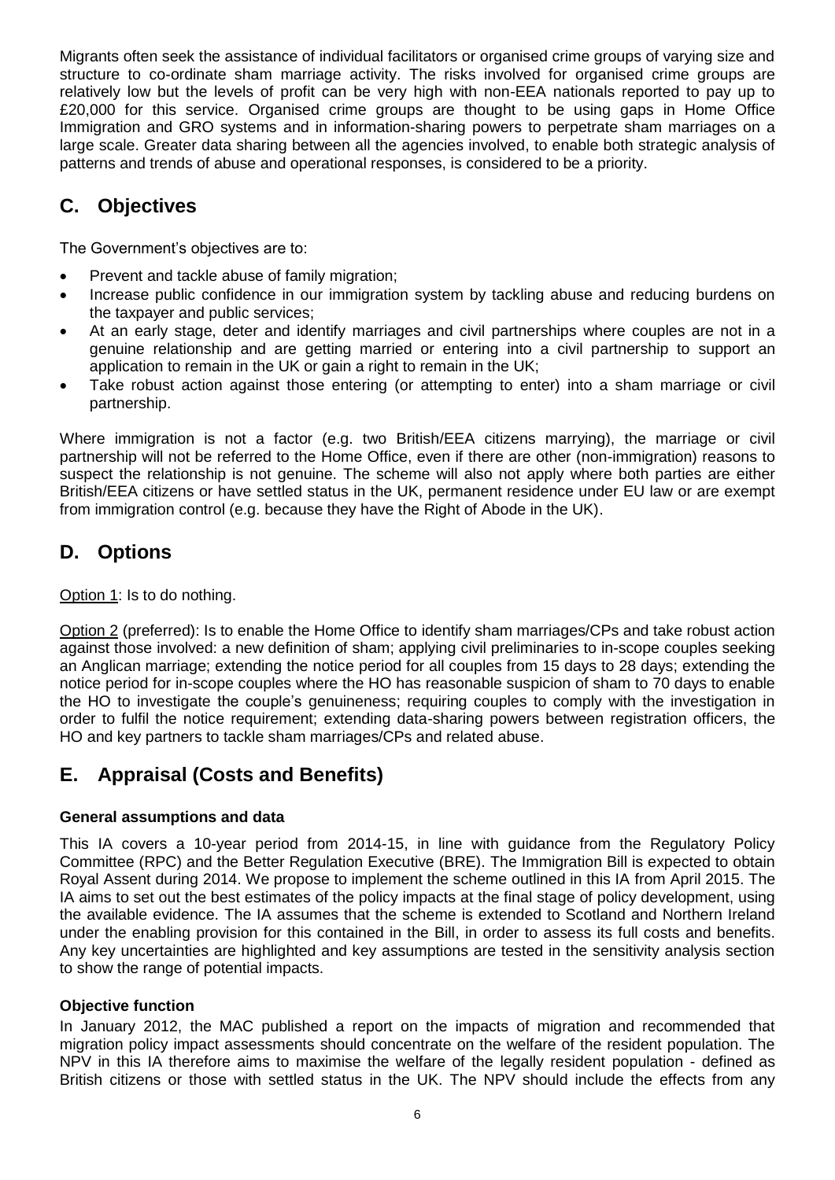Migrants often seek the assistance of individual facilitators or organised crime groups of varying size and structure to co-ordinate sham marriage activity. The risks involved for organised crime groups are relatively low but the levels of profit can be very high with non-EEA nationals reported to pay up to £20,000 for this service. Organised crime groups are thought to be using gaps in Home Office Immigration and GRO systems and in information-sharing powers to perpetrate sham marriages on a large scale. Greater data sharing between all the agencies involved, to enable both strategic analysis of patterns and trends of abuse and operational responses, is considered to be a priority.

## C. Objectives

The Government's objectives are to:

- Prevent and tackle abuse of family migration;
- Increase public confidence in our immigration system by tackling abuse and reducing burdens on the taxpayer and public services;
- At an early stage, deter and identify marriages and civil partnerships where couples are not in a genuine relationship and are getting married or entering into a civil partnership to support an application to remain in the UK or gain a right to remain in the UK;
- Take robust action against those entering (or attempting to enter) into a sham marriage or civil partnership.

Where immigration is not a factor (e.g. two British/EEA citizens marrying), the marriage or civil partnership will not be referred to the Home Office, even if there are other (non-immigration) reasons to suspect the relationship is not genuine. The scheme will also not apply where both parties are either British/EEA citizens or have settled status in the UK, permanent residence under EU law or are exempt from immigration control (e.g. because they have the Right of Abode in the UK).

## D. Options

Option 1: Is to do nothing.

Option 2 (preferred): Is to enable the Home Office to identify sham marriages/CPs and take robust action against those involved: a new definition of sham; applying civil preliminaries to in-scope couples seeking an Anglican marriage; extending the notice period for all couples from 15 days to 28 days; extending the notice period for in-scope couples where the HO has reasonable suspicion of sham to 70 days to enable the HO to investigate the couple's genuineness; requiring couples to comply with the investigation in order to fulfil the notice requirement; extending data-sharing powers between registration officers, the HO and key partners to tackle sham marriages/CPs and related abuse.

## E. Appraisal (Costs and Benefits)

### General assumptions and data

This IA covers a 10-year period from 2014-15, in line with guidance from the Regulatory Policy Committee (RPC) and the Better Regulation Executive (BRE). The Immigration Bill is expected to obtain Royal Assent during 2014. We propose to implement the scheme outlined in this IA from April 2015. The IA aims to set out the best estimates of the policy impacts at the final stage of policy development, using the available evidence. The IA assumes that the scheme is extended to Scotland and Northern Ireland under the enabling provision for this contained in the Bill, in order to assess its full costs and benefits. Any key uncertainties are highlighted and key assumptions are tested in the sensitivity analysis section to show the range of potential impacts.

### Objective function

In January 2012, the MAC published a report on the impacts of migration and recommended that migration policy impact assessments should concentrate on the welfare of the resident population. The NPV in this IA therefore aims to maximise the welfare of the legally resident population - defined as British citizens or those with settled status in the UK. The NPV should include the effects from any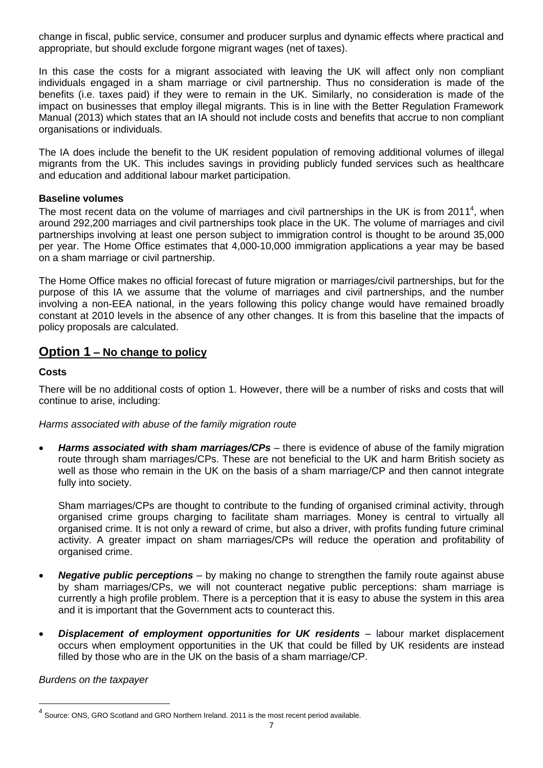change in fiscal, public service, consumer and producer surplus and dynamic effects where practical and appropriate, but should exclude forgone migrant wages (net of taxes).

In this case the costs for a migrant associated with leaving the UK will affect only non compliant individuals engaged in a sham marriage or civil partnership. Thus no consideration is made of the benefits (i.e. taxes paid) if they were to remain in the UK. Similarly, no consideration is made of the impact on businesses that employ illegal migrants. This is in line with the Better Regulation Framework Manual (2013) which states that an IA should not include costs and benefits that accrue to non compliant organisations or individuals.

The IA does include the benefit to the UK resident population of removing additional volumes of illegal migrants from the UK. This includes savings in providing publicly funded services such as healthcare and education and additional labour market participation.

**Baseline volumes**

The most recent data on the volume of marriages and civil partnerships in the UK is from 2011[4], when around 292,200 marriages and civil partnerships took place in the UK. The volume of marriages and civil partnerships involving at least one person subject to immigration control is thought to be around 35,000 per year. The Home Office estimates that 4,000-10,000 immigration applications a year may be based on a sham marriage or civil partnership.

The Home Office makes no official forecast of future migration or marriages/civil partnerships, but for the purpose of this IA we assume that the volume of marriages and civil partnerships, and the number involving a non-EEA national, in the years following this policy change would have remained broadly constant at 2010 levels in the absence of any other changes. It is from this baseline that the impacts of policy proposals are calculated.

## Option 1 – No change to policy

**Costs**

There will be no additional costs of option 1. However, there will be a number of risks and costs that will continue to arise, including:

*Harms associated with abuse of the family migration route*

- ***Harms associated with sham marriages/CPs*** – there is evidence of abuse of the family migration route through sham marriages/CPs. These are not beneficial to the UK and harm British society as well as those who remain in the UK on the basis of a sham marriage/CP and then cannot integrate fully into society.

  Sham marriages/CPs are thought to contribute to the funding of organised criminal activity, through organised crime groups charging to facilitate sham marriages. Money is central to virtually all organised crime. It is not only a reward of crime, but also a driver, with profits funding future criminal activity. A greater impact on sham marriages/CPs will reduce the operation and profitability of organised crime.

- ***Negative public perceptions*** – by making no change to strengthen the family route against abuse by sham marriages/CPs, we will not counteract negative public perceptions: sham marriage is currently a high profile problem. There is a perception that it is easy to abuse the system in this area and it is important that the Government acts to counteract this.

- ***Displacement of employment opportunities for UK residents*** – labour market displacement occurs when employment opportunities in the UK that could be filled by UK residents are instead filled by those who are in the UK on the basis of a sham marriage/CP.

*Burdens on the taxpayer*

[4] Source: ONS, GRO Scotland and GRO Northern Ireland. 2011 is the most recent period available.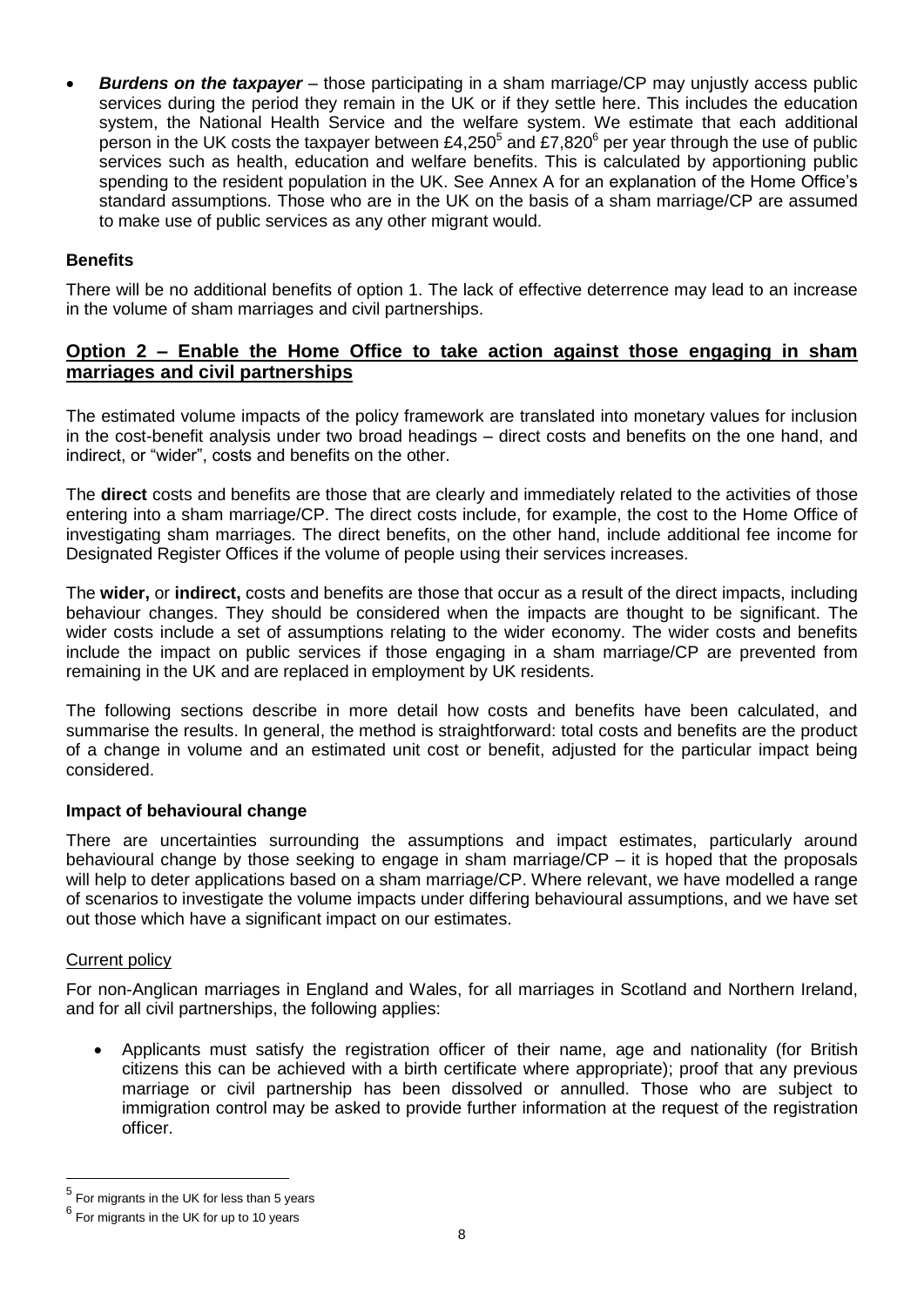- ***Burdens on the taxpayer*** – those participating in a sham marriage/CP may unjustly access public services during the period they remain in the UK or if they settle here. This includes the education system, the National Health Service and the welfare system. We estimate that each additional person in the UK costs the taxpayer between £4,250[5] and £7,820[6] per year through the use of public services such as health, education and welfare benefits. This is calculated by apportioning public spending to the resident population in the UK. See Annex A for an explanation of the Home Office's standard assumptions. Those who are in the UK on the basis of a sham marriage/CP are assumed to make use of public services as any other migrant would.

**Benefits**

There will be no additional benefits of option 1. The lack of effective deterrence may lead to an increase in the volume of sham marriages and civil partnerships.

## Option 2 – Enable the Home Office to take action against those engaging in sham marriages and civil partnerships

The estimated volume impacts of the policy framework are translated into monetary values for inclusion in the cost-benefit analysis under two broad headings – direct costs and benefits on the one hand, and indirect, or "wider", costs and benefits on the other.

The **direct** costs and benefits are those that are clearly and immediately related to the activities of those entering into a sham marriage/CP. The direct costs include, for example, the cost to the Home Office of investigating sham marriages. The direct benefits, on the other hand, include additional fee income for Designated Register Offices if the volume of people using their services increases.

The **wider,** or **indirect,** costs and benefits are those that occur as a result of the direct impacts, including behaviour changes. They should be considered when the impacts are thought to be significant. The wider costs include a set of assumptions relating to the wider economy. The wider costs and benefits include the impact on public services if those engaging in a sham marriage/CP are prevented from remaining in the UK and are replaced in employment by UK residents.

The following sections describe in more detail how costs and benefits have been calculated, and summarise the results. In general, the method is straightforward: total costs and benefits are the product of a change in volume and an estimated unit cost or benefit, adjusted for the particular impact being considered.

**Impact of behavioural change**

There are uncertainties surrounding the assumptions and impact estimates, particularly around behavioural change by those seeking to engage in sham marriage/CP – it is hoped that the proposals will help to deter applications based on a sham marriage/CP. Where relevant, we have modelled a range of scenarios to investigate the volume impacts under differing behavioural assumptions, and we have set out those which have a significant impact on our estimates.

Current policy

For non-Anglican marriages in England and Wales, for all marriages in Scotland and Northern Ireland, and for all civil partnerships, the following applies:

- Applicants must satisfy the registration officer of their name, age and nationality (for British citizens this can be achieved with a birth certificate where appropriate); proof that any previous marriage or civil partnership has been dissolved or annulled. Those who are subject to immigration control may be asked to provide further information at the request of the registration officer.

---

[5] For migrants in the UK for less than 5 years

[6] For migrants in the UK for up to 10 years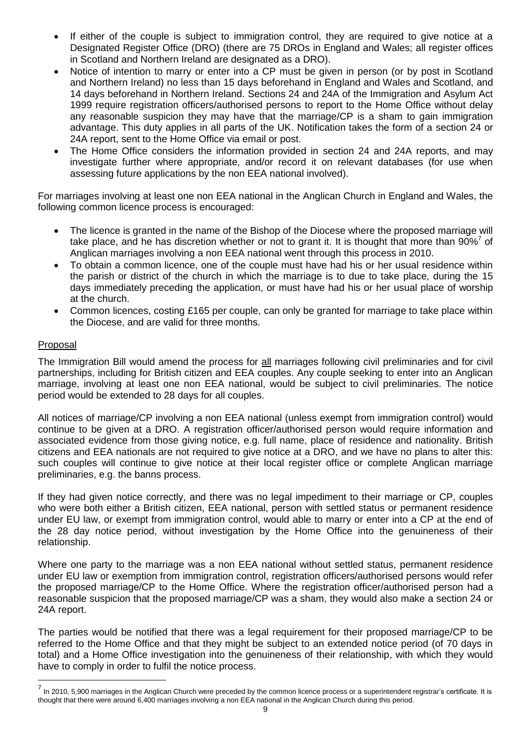- If either of the couple is subject to immigration control, they are required to give notice at a Designated Register Office (DRO) (there are 75 DROs in England and Wales; all register offices in Scotland and Northern Ireland are designated as a DRO).
- Notice of intention to marry or enter into a CP must be given in person (or by post in Scotland and Northern Ireland) no less than 15 days beforehand in England and Wales and Scotland, and 14 days beforehand in Northern Ireland. Sections 24 and 24A of the Immigration and Asylum Act 1999 require registration officers/authorised persons to report to the Home Office without delay any reasonable suspicion they may have that the marriage/CP is a sham to gain immigration advantage. This duty applies in all parts of the UK. Notification takes the form of a section 24 or 24A report, sent to the Home Office via email or post.
- The Home Office considers the information provided in section 24 and 24A reports, and may investigate further where appropriate, and/or record it on relevant databases (for use when assessing future applications by the non EEA national involved).

For marriages involving at least one non EEA national in the Anglican Church in England and Wales, the following common licence process is encouraged:

- The licence is granted in the name of the Bishop of the Diocese where the proposed marriage will take place, and he has discretion whether or not to grant it. It is thought that more than 90%[7] of Anglican marriages involving a non EEA national went through this process in 2010.
- To obtain a common licence, one of the couple must have had his or her usual residence within the parish or district of the church in which the marriage is to due to take place, during the 15 days immediately preceding the application, or must have had his or her usual place of worship at the church.
- Common licences, costing £165 per couple, can only be granted for marriage to take place within the Diocese, and are valid for three months.

## Proposal

The Immigration Bill would amend the process for all marriages following civil preliminaries and for civil partnerships, including for British citizen and EEA couples. Any couple seeking to enter into an Anglican marriage, involving at least one non EEA national, would be subject to civil preliminaries. The notice period would be extended to 28 days for all couples.

All notices of marriage/CP involving a non EEA national (unless exempt from immigration control) would continue to be given at a DRO. A registration officer/authorised person would require information and associated evidence from those giving notice, e.g. full name, place of residence and nationality. British citizens and EEA nationals are not required to give notice at a DRO, and we have no plans to alter this: such couples will continue to give notice at their local register office or complete Anglican marriage preliminaries, e.g. the banns process.

If they had given notice correctly, and there was no legal impediment to their marriage or CP, couples who were both either a British citizen, EEA national, person with settled status or permanent residence under EU law, or exempt from immigration control, would able to marry or enter into a CP at the end of the 28 day notice period, without investigation by the Home Office into the genuineness of their relationship.

Where one party to the marriage was a non EEA national without settled status, permanent residence under EU law or exemption from immigration control, registration officers/authorised persons would refer the proposed marriage/CP to the Home Office. Where the registration officer/authorised person had a reasonable suspicion that the proposed marriage/CP was a sham, they would also make a section 24 or 24A report.

The parties would be notified that there was a legal requirement for their proposed marriage/CP to be referred to the Home Office and that they might be subject to an extended notice period (of 70 days in total) and a Home Office investigation into the genuineness of their relationship, with which they would have to comply in order to fulfil the notice process.

[7] In 2010, 5,900 marriages in the Anglican Church were preceded by the common licence process or a superintendent registrar's certificate. It is thought that there were around 6,400 marriages involving a non EEA national in the Anglican Church during this period.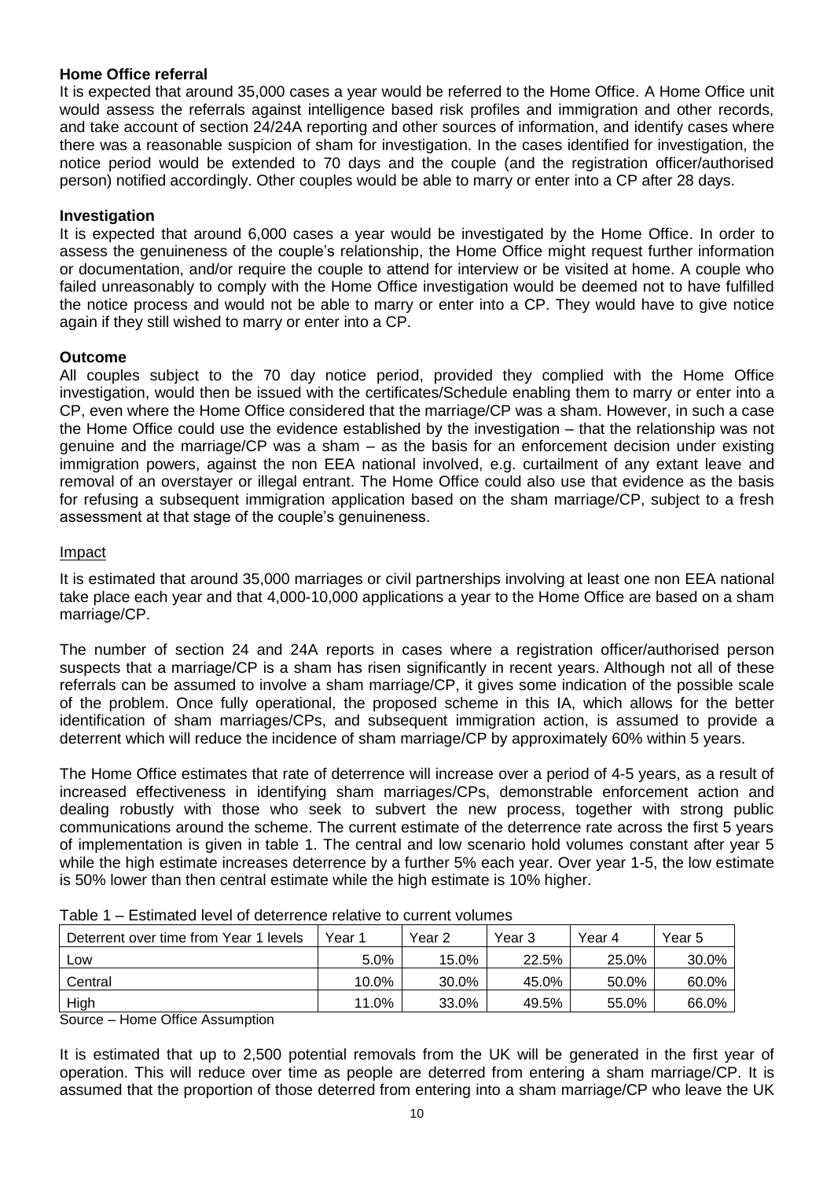**Home Office referral**

It is expected that around 35,000 cases a year would be referred to the Home Office. A Home Office unit would assess the referrals against intelligence based risk profiles and immigration and other records, and take account of section 24/24A reporting and other sources of information, and identify cases where there was a reasonable suspicion of sham for investigation. In the cases identified for investigation, the notice period would be extended to 70 days and the couple (and the registration officer/authorised person) notified accordingly. Other couples would be able to marry or enter into a CP after 28 days.

**Investigation**

It is expected that around 6,000 cases a year would be investigated by the Home Office. In order to assess the genuineness of the couple's relationship, the Home Office might request further information or documentation, and/or require the couple to attend for interview or be visited at home. A couple who failed unreasonably to comply with the Home Office investigation would be deemed not to have fulfilled the notice process and would not be able to marry or enter into a CP. They would have to give notice again if they still wished to marry or enter into a CP.

**Outcome**

All couples subject to the 70 day notice period, provided they complied with the Home Office investigation, would then be issued with the certificates/Schedule enabling them to marry or enter into a CP, even where the Home Office considered that the marriage/CP was a sham. However, in such a case the Home Office could use the evidence established by the investigation – that the relationship was not genuine and the marriage/CP was a sham – as the basis for an enforcement decision under existing immigration powers, against the non EEA national involved, e.g. curtailment of any extant leave and removal of an overstayer or illegal entrant. The Home Office could also use that evidence as the basis for refusing a subsequent immigration application based on the sham marriage/CP, subject to a fresh assessment at that stage of the couple's genuineness.

Impact

It is estimated that around 35,000 marriages or civil partnerships involving at least one non EEA national take place each year and that 4,000-10,000 applications a year to the Home Office are based on a sham marriage/CP.

The number of section 24 and 24A reports in cases where a registration officer/authorised person suspects that a marriage/CP is a sham has risen significantly in recent years. Although not all of these referrals can be assumed to involve a sham marriage/CP, it gives some indication of the possible scale of the problem. Once fully operational, the proposed scheme in this IA, which allows for the better identification of sham marriages/CPs, and subsequent immigration action, is assumed to provide a deterrent which will reduce the incidence of sham marriage/CP by approximately 60% within 5 years.

The Home Office estimates that rate of deterrence will increase over a period of 4-5 years, as a result of increased effectiveness in identifying sham marriages/CPs, demonstrable enforcement action and dealing robustly with those who seek to subvert the new process, together with strong public communications around the scheme. The current estimate of the deterrence rate across the first 5 years of implementation is given in table 1. The central and low scenario hold volumes constant after year 5 while the high estimate increases deterrence by a further 5% each year. Over year 1-5, the low estimate is 50% lower than then central estimate while the high estimate is 10% higher.

Table 1 – Estimated level of deterrence relative to current volumes

| Deterrent over time from Year 1 levels | Year 1 | Year 2 | Year 3 | Year 4 | Year 5 |
|---|---|---|---|---|---|
| Low | 5.0% | 15.0% | 22.5% | 25.0% | 30.0% |
| Central | 10.0% | 30.0% | 45.0% | 50.0% | 60.0% |
| High | 11.0% | 33.0% | 49.5% | 55.0% | 66.0% |

Source – Home Office Assumption

It is estimated that up to 2,500 potential removals from the UK will be generated in the first year of operation. This will reduce over time as people are deterred from entering a sham marriage/CP. It is assumed that the proportion of those deterred from entering into a sham marriage/CP who leave the UK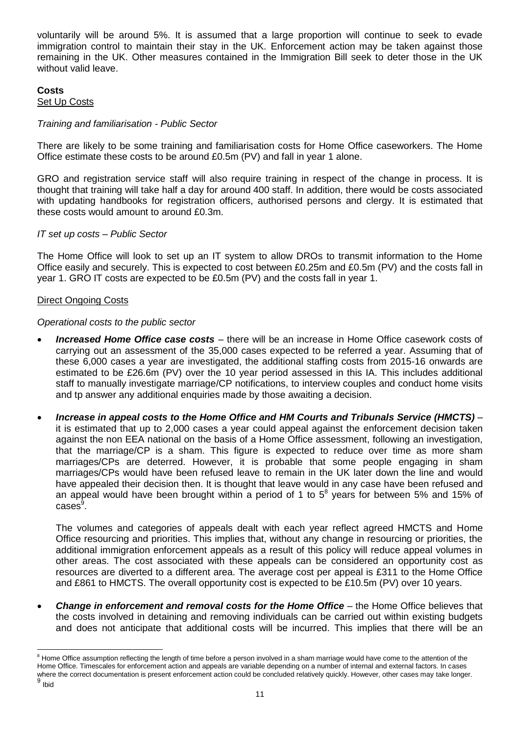voluntarily will be around 5%. It is assumed that a large proportion will continue to seek to evade immigration control to maintain their stay in the UK. Enforcement action may be taken against those remaining in the UK. Other measures contained in the Immigration Bill seek to deter those in the UK without valid leave.

**Costs**

Set Up Costs

*Training and familiarisation - Public Sector*

There are likely to be some training and familiarisation costs for Home Office caseworkers. The Home Office estimate these costs to be around £0.5m (PV) and fall in year 1 alone.

GRO and registration service staff will also require training in respect of the change in process. It is thought that training will take half a day for around 400 staff. In addition, there would be costs associated with updating handbooks for registration officers, authorised persons and clergy. It is estimated that these costs would amount to around £0.3m.

*IT set up costs – Public Sector*

The Home Office will look to set up an IT system to allow DROs to transmit information to the Home Office easily and securely. This is expected to cost between £0.25m and £0.5m (PV) and the costs fall in year 1. GRO IT costs are expected to be £0.5m (PV) and the costs fall in year 1.

Direct Ongoing Costs

*Operational costs to the public sector*

- ***Increased Home Office case costs*** – there will be an increase in Home Office casework costs of carrying out an assessment of the 35,000 cases expected to be referred a year. Assuming that of these 6,000 cases a year are investigated, the additional staffing costs from 2015-16 onwards are estimated to be £26.6m (PV) over the 10 year period assessed in this IA. This includes additional staff to manually investigate marriage/CP notifications, to interview couples and conduct home visits and tp answer any additional enquiries made by those awaiting a decision.

- ***Increase in appeal costs to the Home Office and HM Courts and Tribunals Service (HMCTS)*** – it is estimated that up to 2,000 cases a year could appeal against the enforcement decision taken against the non EEA national on the basis of a Home Office assessment, following an investigation, that the marriage/CP is a sham. This figure is expected to reduce over time as more sham marriages/CPs are deterred. However, it is probable that some people engaging in sham marriages/CPs would have been refused leave to remain in the UK later down the line and would have appealed their decision then. It is thought that leave would in any case have been refused and an appeal would have been brought within a period of 1 to 5[8] years for between 5% and 15% of cases[9].

  The volumes and categories of appeals dealt with each year reflect agreed HMCTS and Home Office resourcing and priorities. This implies that, without any change in resourcing or priorities, the additional immigration enforcement appeals as a result of this policy will reduce appeal volumes in other areas. The cost associated with these appeals can be considered an opportunity cost as resources are diverted to a different area. The average cost per appeal is £311 to the Home Office and £861 to HMCTS. The overall opportunity cost is expected to be £10.5m (PV) over 10 years.

- ***Change in enforcement and removal costs for the Home Office*** – the Home Office believes that the costs involved in detaining and removing individuals can be carried out within existing budgets and does not anticipate that additional costs will be incurred. This implies that there will be an

[8] Home Office assumption reflecting the length of time before a person involved in a sham marriage would have come to the attention of the Home Office. Timescales for enforcement action and appeals are variable depending on a number of internal and external factors. In cases where the correct documentation is present enforcement action could be concluded relatively quickly. However, other cases may take longer.

[9] Ibid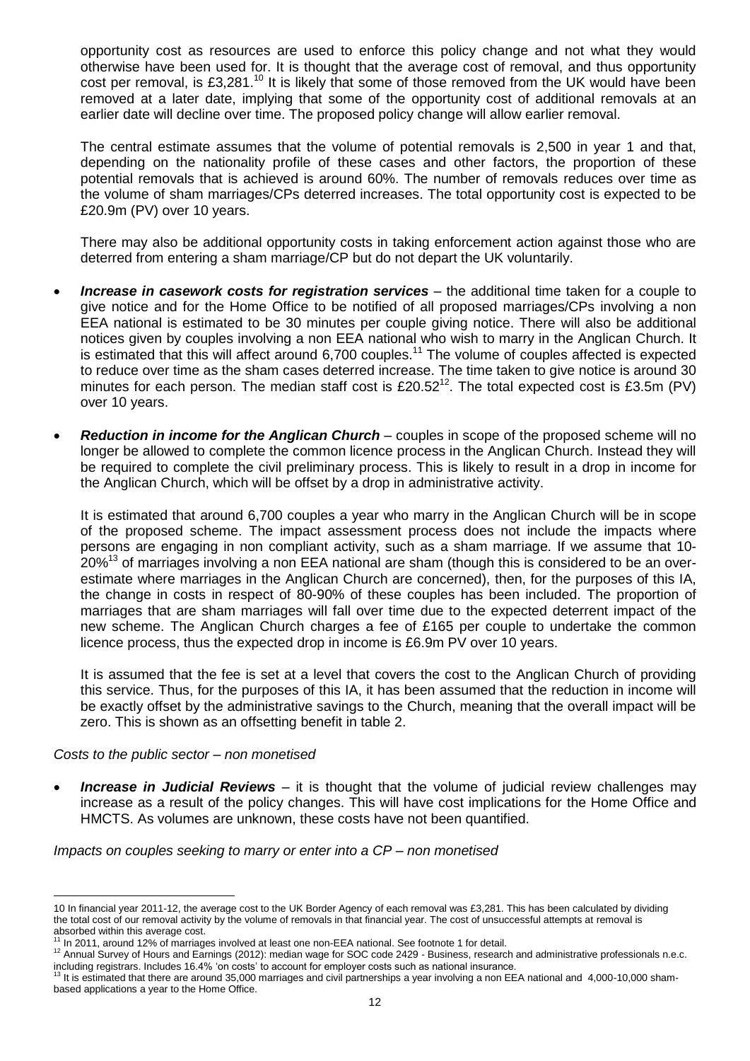opportunity cost as resources are used to enforce this policy change and not what they would otherwise have been used for. It is thought that the average cost of removal, and thus opportunity cost per removal, is £3,281.[10] It is likely that some of those removed from the UK would have been removed at a later date, implying that some of the opportunity cost of additional removals at an earlier date will decline over time. The proposed policy change will allow earlier removal.

The central estimate assumes that the volume of potential removals is 2,500 in year 1 and that, depending on the nationality profile of these cases and other factors, the proportion of these potential removals that is achieved is around 60%. The number of removals reduces over time as the volume of sham marriages/CPs deterred increases. The total opportunity cost is expected to be £20.9m (PV) over 10 years.

There may also be additional opportunity costs in taking enforcement action against those who are deterred from entering a sham marriage/CP but do not depart the UK voluntarily.

- ***Increase in casework costs for registration services*** – the additional time taken for a couple to give notice and for the Home Office to be notified of all proposed marriages/CPs involving a non EEA national is estimated to be 30 minutes per couple giving notice. There will also be additional notices given by couples involving a non EEA national who wish to marry in the Anglican Church. It is estimated that this will affect around 6,700 couples.[11] The volume of couples affected is expected to reduce over time as the sham cases deterred increase. The time taken to give notice is around 30 minutes for each person. The median staff cost is £20.52[12]. The total expected cost is £3.5m (PV) over 10 years.

- ***Reduction in income for the Anglican Church*** – couples in scope of the proposed scheme will no longer be allowed to complete the common licence process in the Anglican Church. Instead they will be required to complete the civil preliminary process. This is likely to result in a drop in income for the Anglican Church, which will be offset by a drop in administrative activity.

  It is estimated that around 6,700 couples a year who marry in the Anglican Church will be in scope of the proposed scheme. The impact assessment process does not include the impacts where persons are engaging in non compliant activity, such as a sham marriage. If we assume that 10-20%[13] of marriages involving a non EEA national are sham (though this is considered to be an over-estimate where marriages in the Anglican Church are concerned), then, for the purposes of this IA, the change in costs in respect of 80-90% of these couples has been included. The proportion of marriages that are sham marriages will fall over time due to the expected deterrent impact of the new scheme. The Anglican Church charges a fee of £165 per couple to undertake the common licence process, thus the expected drop in income is £6.9m PV over 10 years.

  It is assumed that the fee is set at a level that covers the cost to the Anglican Church of providing this service. Thus, for the purposes of this IA, it has been assumed that the reduction in income will be exactly offset by the administrative savings to the Church, meaning that the overall impact will be zero. This is shown as an offsetting benefit in table 2.

*Costs to the public sector – non monetised*

- ***Increase in Judicial Reviews*** – it is thought that the volume of judicial review challenges may increase as a result of the policy changes. This will have cost implications for the Home Office and HMCTS. As volumes are unknown, these costs have not been quantified.

*Impacts on couples seeking to marry or enter into a CP – non monetised*

---

10 In financial year 2011-12, the average cost to the UK Border Agency of each removal was £3,281. This has been calculated by dividing the total cost of our removal activity by the volume of removals in that financial year. The cost of unsuccessful attempts at removal is absorbed within this average cost.

11 In 2011, around 12% of marriages involved at least one non-EEA national. See footnote 1 for detail.

12 Annual Survey of Hours and Earnings (2012): median wage for SOC code 2429 - Business, research and administrative professionals n.e.c. including registrars. Includes 16.4% 'on costs' to account for employer costs such as national insurance.

13 It is estimated that there are around 35,000 marriages and civil partnerships a year involving a non EEA national and 4,000-10,000 sham-based applications a year to the Home Office.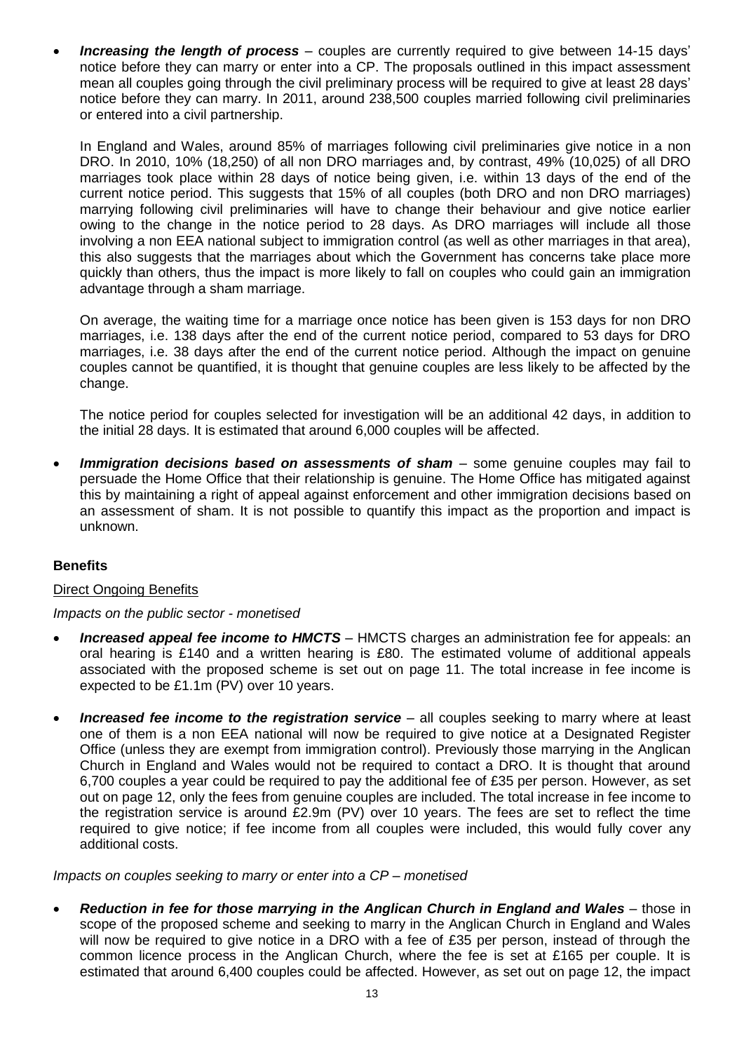- ***Increasing the length of process*** – couples are currently required to give between 14-15 days' notice before they can marry or enter into a CP. The proposals outlined in this impact assessment mean all couples going through the civil preliminary process will be required to give at least 28 days' notice before they can marry. In 2011, around 238,500 couples married following civil preliminaries or entered into a civil partnership.

  In England and Wales, around 85% of marriages following civil preliminaries give notice in a non DRO. In 2010, 10% (18,250) of all non DRO marriages and, by contrast, 49% (10,025) of all DRO marriages took place within 28 days of notice being given, i.e. within 13 days of the end of the current notice period. This suggests that 15% of all couples (both DRO and non DRO marriages) marrying following civil preliminaries will have to change their behaviour and give notice earlier owing to the change in the notice period to 28 days. As DRO marriages will include all those involving a non EEA national subject to immigration control (as well as other marriages in that area), this also suggests that the marriages about which the Government has concerns take place more quickly than others, thus the impact is more likely to fall on couples who could gain an immigration advantage through a sham marriage.

  On average, the waiting time for a marriage once notice has been given is 153 days for non DRO marriages, i.e. 138 days after the end of the current notice period, compared to 53 days for DRO marriages, i.e. 38 days after the end of the current notice period. Although the impact on genuine couples cannot be quantified, it is thought that genuine couples are less likely to be affected by the change.

  The notice period for couples selected for investigation will be an additional 42 days, in addition to the initial 28 days. It is estimated that around 6,000 couples will be affected.

- ***Immigration decisions based on assessments of sham*** – some genuine couples may fail to persuade the Home Office that their relationship is genuine. The Home Office has mitigated against this by maintaining a right of appeal against enforcement and other immigration decisions based on an assessment of sham. It is not possible to quantify this impact as the proportion and impact is unknown.

**Benefits**

Direct Ongoing Benefits

*Impacts on the public sector - monetised*

- ***Increased appeal fee income to HMCTS*** – HMCTS charges an administration fee for appeals: an oral hearing is £140 and a written hearing is £80. The estimated volume of additional appeals associated with the proposed scheme is set out on page 11. The total increase in fee income is expected to be £1.1m (PV) over 10 years.

- ***Increased fee income to the registration service*** – all couples seeking to marry where at least one of them is a non EEA national will now be required to give notice at a Designated Register Office (unless they are exempt from immigration control). Previously those marrying in the Anglican Church in England and Wales would not be required to contact a DRO. It is thought that around 6,700 couples a year could be required to pay the additional fee of £35 per person. However, as set out on page 12, only the fees from genuine couples are included. The total increase in fee income to the registration service is around £2.9m (PV) over 10 years. The fees are set to reflect the time required to give notice; if fee income from all couples were included, this would fully cover any additional costs.

*Impacts on couples seeking to marry or enter into a CP – monetised*

- ***Reduction in fee for those marrying in the Anglican Church in England and Wales*** – those in scope of the proposed scheme and seeking to marry in the Anglican Church in England and Wales will now be required to give notice in a DRO with a fee of £35 per person, instead of through the common licence process in the Anglican Church, where the fee is set at £165 per couple. It is estimated that around 6,400 couples could be affected. However, as set out on page 12, the impact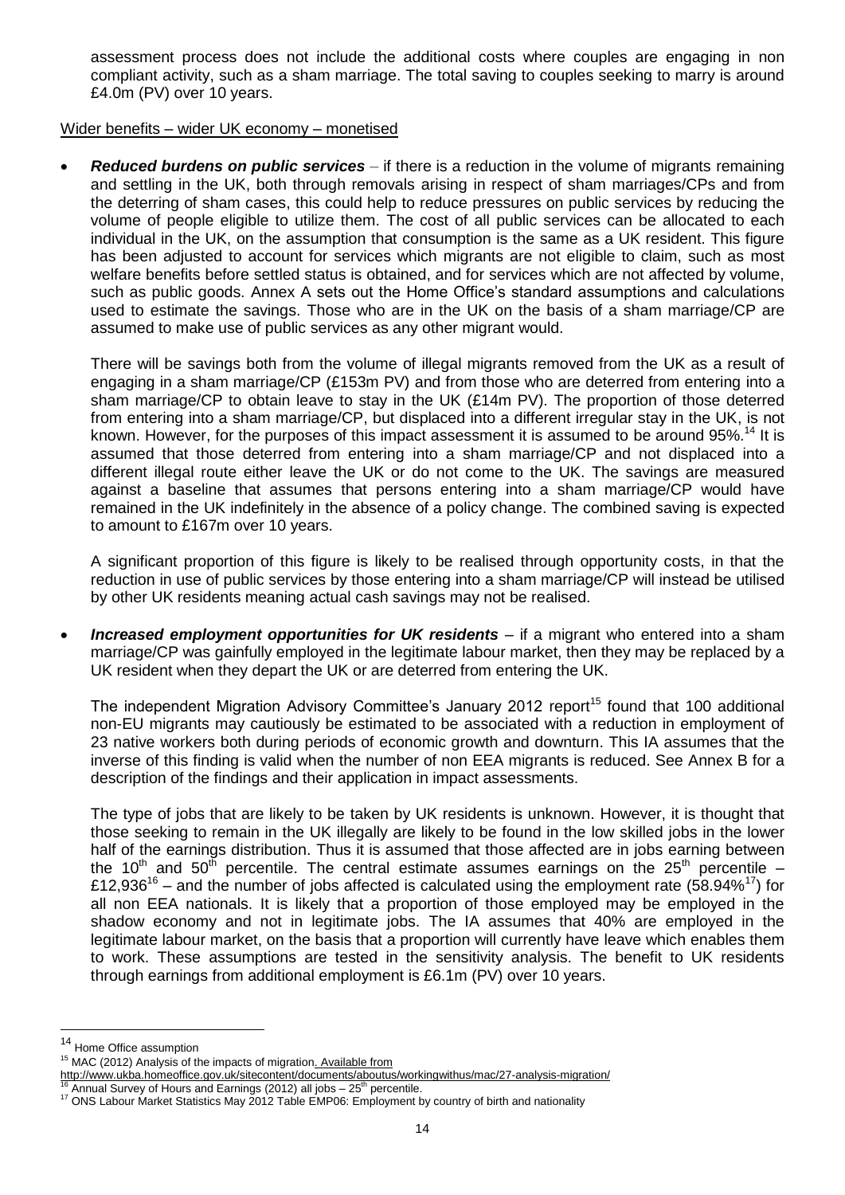assessment process does not include the additional costs where couples are engaging in non compliant activity, such as a sham marriage. The total saving to couples seeking to marry is around £4.0m (PV) over 10 years.

Wider benefits – wider UK economy – monetised

- ***Reduced burdens on public services*** – if there is a reduction in the volume of migrants remaining and settling in the UK, both through removals arising in respect of sham marriages/CPs and from the deterring of sham cases, this could help to reduce pressures on public services by reducing the volume of people eligible to utilize them. The cost of all public services can be allocated to each individual in the UK, on the assumption that consumption is the same as a UK resident. This figure has been adjusted to account for services which migrants are not eligible to claim, such as most welfare benefits before settled status is obtained, and for services which are not affected by volume, such as public goods. Annex A sets out the Home Office's standard assumptions and calculations used to estimate the savings. Those who are in the UK on the basis of a sham marriage/CP are assumed to make use of public services as any other migrant would.

  There will be savings both from the volume of illegal migrants removed from the UK as a result of engaging in a sham marriage/CP (£153m PV) and from those who are deterred from entering into a sham marriage/CP to obtain leave to stay in the UK (£14m PV). The proportion of those deterred from entering into a sham marriage/CP, but displaced into a different irregular stay in the UK, is not known. However, for the purposes of this impact assessment it is assumed to be around 95%.[14] It is assumed that those deterred from entering into a sham marriage/CP and not displaced into a different illegal route either leave the UK or do not come to the UK. The savings are measured against a baseline that assumes that persons entering into a sham marriage/CP would have remained in the UK indefinitely in the absence of a policy change. The combined saving is expected to amount to £167m over 10 years.

  A significant proportion of this figure is likely to be realised through opportunity costs, in that the reduction in use of public services by those entering into a sham marriage/CP will instead be utilised by other UK residents meaning actual cash savings may not be realised.

- ***Increased employment opportunities for UK residents*** – if a migrant who entered into a sham marriage/CP was gainfully employed in the legitimate labour market, then they may be replaced by a UK resident when they depart the UK or are deterred from entering the UK.

  The independent Migration Advisory Committee's January 2012 report[15] found that 100 additional non-EU migrants may cautiously be estimated to be associated with a reduction in employment of 23 native workers both during periods of economic growth and downturn. This IA assumes that the inverse of this finding is valid when the number of non EEA migrants is reduced. See Annex B for a description of the findings and their application in impact assessments.

  The type of jobs that are likely to be taken by UK residents is unknown. However, it is thought that those seeking to remain in the UK illegally are likely to be found in the low skilled jobs in the lower half of the earnings distribution. Thus it is assumed that those affected are in jobs earning between the 10th and 50th percentile. The central estimate assumes earnings on the 25th percentile – £12,936[16] – and the number of jobs affected is calculated using the employment rate (58.94%[17]) for all non EEA nationals. It is likely that a proportion of those employed may be employed in the shadow economy and not in legitimate jobs. The IA assumes that 40% are employed in the legitimate labour market, on the basis that a proportion will currently have leave which enables them to work. These assumptions are tested in the sensitivity analysis. The benefit to UK residents through earnings from additional employment is £6.1m (PV) over 10 years.

---

[14] Home Office assumption

[15] MAC (2012) Analysis of the impacts of migration. Available from http://www.ukba.homeoffice.gov.uk/sitecontent/documents/aboutus/workingwithus/mac/27-analysis-migration/

[16] Annual Survey of Hours and Earnings (2012) all jobs – 25th percentile.

[17] ONS Labour Market Statistics May 2012 Table EMP06: Employment by country of birth and nationality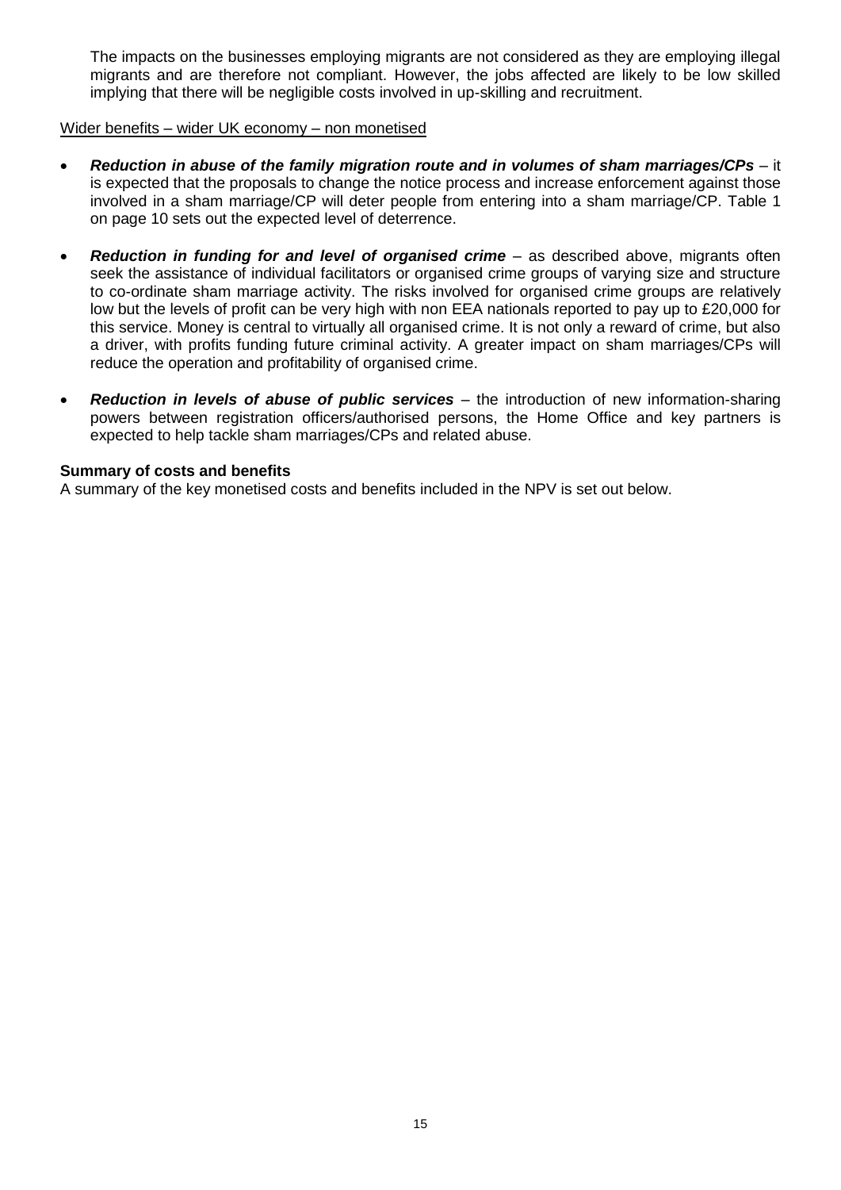The impacts on the businesses employing migrants are not considered as they are employing illegal migrants and are therefore not compliant. However, the jobs affected are likely to be low skilled implying that there will be negligible costs involved in up-skilling and recruitment.

<u>Wider benefits – wider UK economy – non monetised</u>

- ***Reduction in abuse of the family migration route and in volumes of sham marriages/CPs*** – it is expected that the proposals to change the notice process and increase enforcement against those involved in a sham marriage/CP will deter people from entering into a sham marriage/CP. Table 1 on page 10 sets out the expected level of deterrence.
- ***Reduction in funding for and level of organised crime*** – as described above, migrants often seek the assistance of individual facilitators or organised crime groups of varying size and structure to co-ordinate sham marriage activity. The risks involved for organised crime groups are relatively low but the levels of profit can be very high with non EEA nationals reported to pay up to £20,000 for this service. Money is central to virtually all organised crime. It is not only a reward of crime, but also a driver, with profits funding future criminal activity. A greater impact on sham marriages/CPs will reduce the operation and profitability of organised crime.
- ***Reduction in levels of abuse of public services*** – the introduction of new information-sharing powers between registration officers/authorised persons, the Home Office and key partners is expected to help tackle sham marriages/CPs and related abuse.

**Summary of costs and benefits**

A summary of the key monetised costs and benefits included in the NPV is set out below.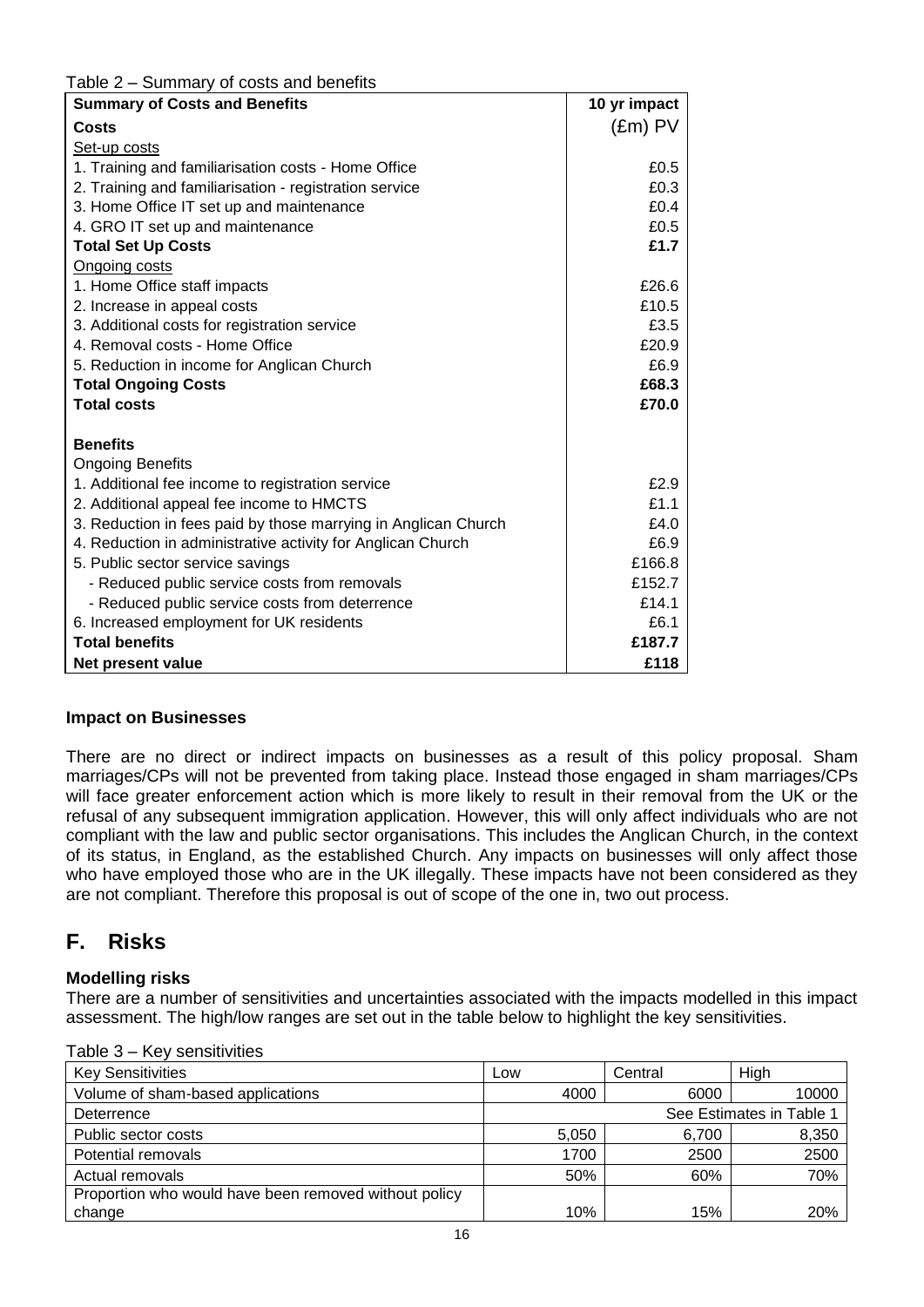Table 2 – Summary of costs and benefits

| Summary of Costs and Benefits | 10 yr impact |
|---|---|
| **Costs** | (£m) PV |
| Set-up costs | |
| 1. Training and familiarisation costs - Home Office | £0.5 |
| 2. Training and familiarisation - registration service | £0.3 |
| 3. Home Office IT set up and maintenance | £0.4 |
| 4. GRO IT set up and maintenance | £0.5 |
| **Total Set Up Costs** | **£1.7** |
| Ongoing costs | |
| 1. Home Office staff impacts | £26.6 |
| 2. Increase in appeal costs | £10.5 |
| 3. Additional costs for registration service | £3.5 |
| 4. Removal costs - Home Office | £20.9 |
| 5. Reduction in income for Anglican Church | £6.9 |
| **Total Ongoing Costs** | **£68.3** |
| **Total costs** | **£70.0** |
| | |
| **Benefits** | |
| Ongoing Benefits | |
| 1. Additional fee income to registration service | £2.9 |
| 2. Additional appeal fee income to HMCTS | £1.1 |
| 3. Reduction in fees paid by those marrying in Anglican Church | £4.0 |
| 4. Reduction in administrative activity for Anglican Church | £6.9 |
| 5. Public sector service savings | £166.8 |
| - Reduced public service costs from removals | £152.7 |
| - Reduced public service costs from deterrence | £14.1 |
| 6. Increased employment for UK residents | £6.1 |
| **Total benefits** | **£187.7** |
| **Net present value** | **£118** |

### Impact on Businesses

There are no direct or indirect impacts on businesses as a result of this policy proposal. Sham marriages/CPs will not be prevented from taking place. Instead those engaged in sham marriages/CPs will face greater enforcement action which is more likely to result in their removal from the UK or the refusal of any subsequent immigration application. However, this will only affect individuals who are not compliant with the law and public sector organisations. This includes the Anglican Church, in the context of its status, in England, as the established Church. Any impacts on businesses will only affect those who have employed those who are in the UK illegally. These impacts have not been considered as they are not compliant. Therefore this proposal is out of scope of the one in, two out process.

## F. Risks

### Modelling risks

There are a number of sensitivities and uncertainties associated with the impacts modelled in this impact assessment. The high/low ranges are set out in the table below to highlight the key sensitivities.

Table 3 – Key sensitivities

| Key Sensitivities | Low | Central | High |
|---|---|---|---|
| Volume of sham-based applications | 4000 | 6000 | 10000 |
| Deterrence | See Estimates in Table 1 | | |
| Public sector costs | 5,050 | 6,700 | 8,350 |
| Potential removals | 1700 | 2500 | 2500 |
| Actual removals | 50% | 60% | 70% |
| Proportion who would have been removed without policy change | 10% | 15% | 20% |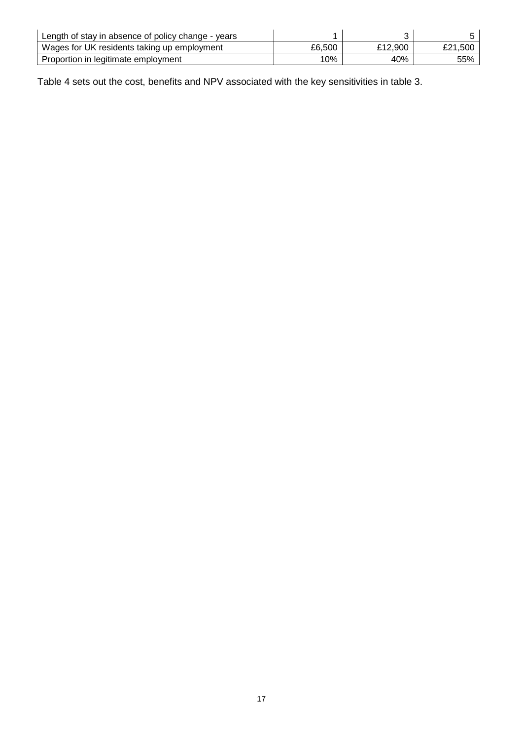| | | | |
|---|---|---|---|
| Length of stay in absence of policy change - years | 1 | 3 | 5 |
| Wages for UK residents taking up employment | £6,500 | £12,900 | £21,500 |
| Proportion in legitimate employment | 10% | 40% | 55% |

Table 4 sets out the cost, benefits and NPV associated with the key sensitivities in table 3.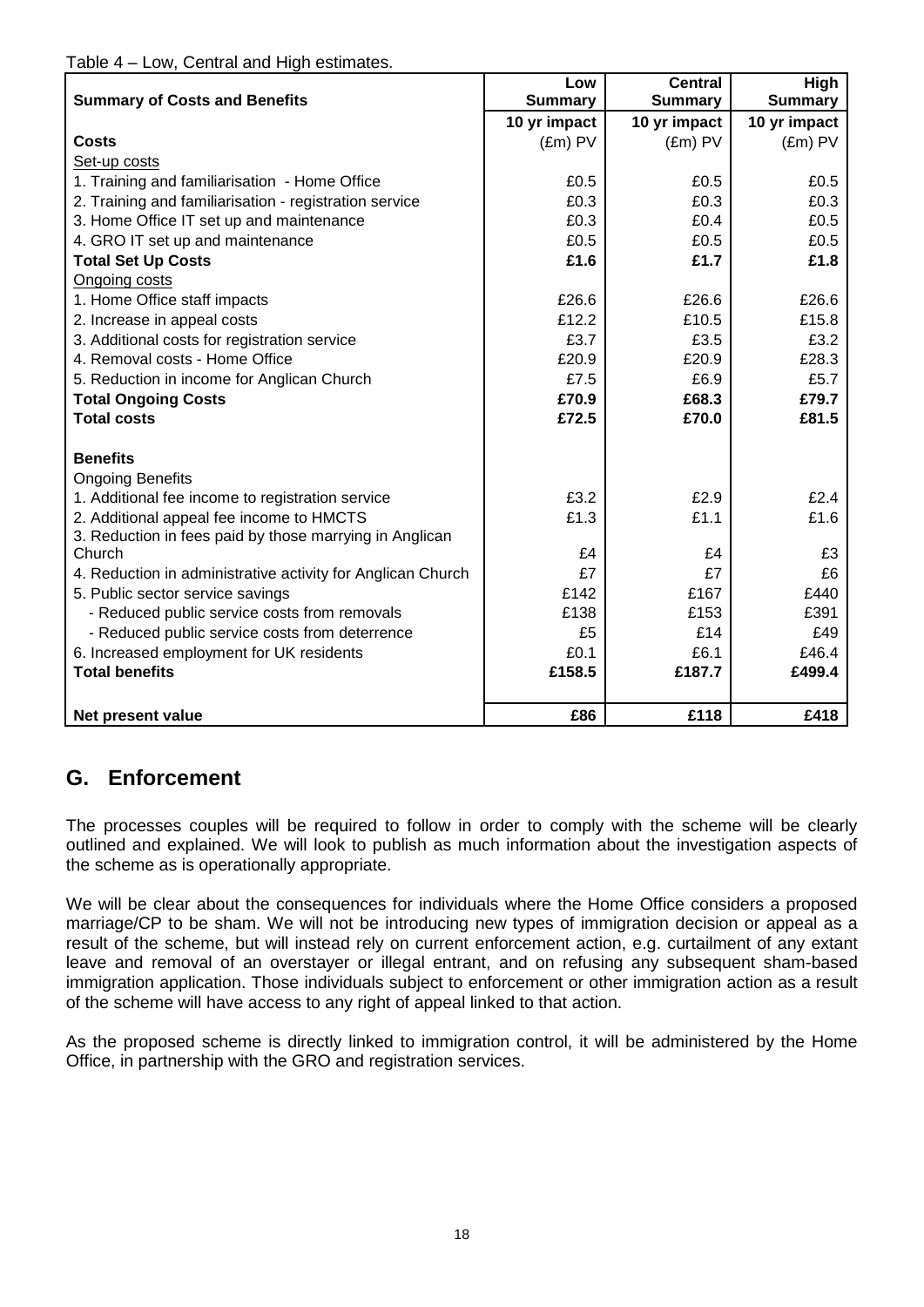Table 4 – Low, Central and High estimates.

| Summary of Costs and Benefits | Low Summary | Central Summary | High Summary |
|---|---|---|---|
| | 10 yr impact | 10 yr impact | 10 yr impact |
| **Costs** | (£m) PV | (£m) PV | (£m) PV |
| Set-up costs | | | |
| 1. Training and familiarisation - Home Office | £0.5 | £0.5 | £0.5 |
| 2. Training and familiarisation - registration service | £0.3 | £0.3 | £0.3 |
| 3. Home Office IT set up and maintenance | £0.3 | £0.4 | £0.5 |
| 4. GRO IT set up and maintenance | £0.5 | £0.5 | £0.5 |
| **Total Set Up Costs** | **£1.6** | **£1.7** | **£1.8** |
| Ongoing costs | | | |
| 1. Home Office staff impacts | £26.6 | £26.6 | £26.6 |
| 2. Increase in appeal costs | £12.2 | £10.5 | £15.8 |
| 3. Additional costs for registration service | £3.7 | £3.5 | £3.2 |
| 4. Removal costs - Home Office | £20.9 | £20.9 | £28.3 |
| 5. Reduction in income for Anglican Church | £7.5 | £6.9 | £5.7 |
| **Total Ongoing Costs** | **£70.9** | **£68.3** | **£79.7** |
| **Total costs** | **£72.5** | **£70.0** | **£81.5** |
| | | | |
| **Benefits** | | | |
| Ongoing Benefits | | | |
| 1. Additional fee income to registration service | £3.2 | £2.9 | £2.4 |
| 2. Additional appeal fee income to HMCTS | £1.3 | £1.1 | £1.6 |
| 3. Reduction in fees paid by those marrying in Anglican Church | £4 | £4 | £3 |
| 4. Reduction in administrative activity for Anglican Church | £7 | £7 | £6 |
| 5. Public sector service savings | £142 | £167 | £440 |
| - Reduced public service costs from removals | £138 | £153 | £391 |
| - Reduced public service costs from deterrence | £5 | £14 | £49 |
| 6. Increased employment for UK residents | £0.1 | £6.1 | £46.4 |
| **Total benefits** | **£158.5** | **£187.7** | **£499.4** |
| | | | |
| **Net present value** | **£86** | **£118** | **£418** |

## G. Enforcement

The processes couples will be required to follow in order to comply with the scheme will be clearly outlined and explained. We will look to publish as much information about the investigation aspects of the scheme as is operationally appropriate.

We will be clear about the consequences for individuals where the Home Office considers a proposed marriage/CP to be sham. We will not be introducing new types of immigration decision or appeal as a result of the scheme, but will instead rely on current enforcement action, e.g. curtailment of any extant leave and removal of an overstayer or illegal entrant, and on refusing any subsequent sham-based immigration application. Those individuals subject to enforcement or other immigration action as a result of the scheme will have access to any right of appeal linked to that action.

As the proposed scheme is directly linked to immigration control, it will be administered by the Home Office, in partnership with the GRO and registration services.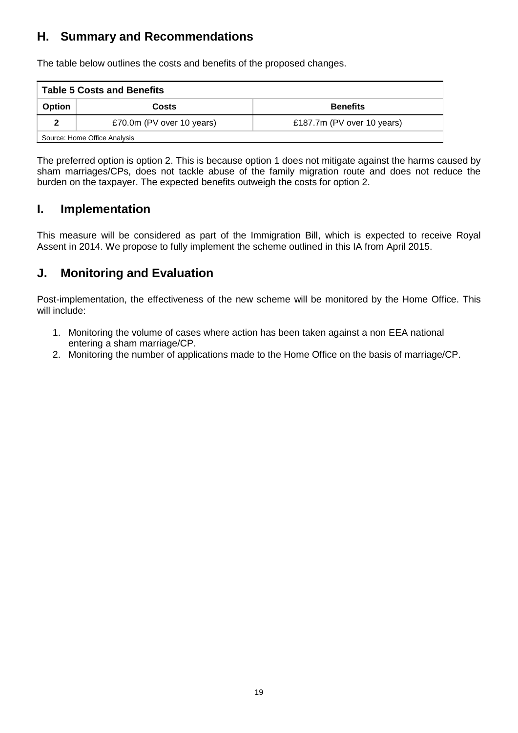## H. Summary and Recommendations

The table below outlines the costs and benefits of the proposed changes.

| Table 5 Costs and Benefits | | |
|---|---|---|
| **Option** | **Costs** | **Benefits** |
| **2** | £70.0m (PV over 10 years) | £187.7m (PV over 10 years) |

Source: Home Office Analysis

The preferred option is option 2. This is because option 1 does not mitigate against the harms caused by sham marriages/CPs, does not tackle abuse of the family migration route and does not reduce the burden on the taxpayer. The expected benefits outweigh the costs for option 2.

## I. Implementation

This measure will be considered as part of the Immigration Bill, which is expected to receive Royal Assent in 2014. We propose to fully implement the scheme outlined in this IA from April 2015.

## J. Monitoring and Evaluation

Post-implementation, the effectiveness of the new scheme will be monitored by the Home Office. This will include:

1. Monitoring the volume of cases where action has been taken against a non EEA national entering a sham marriage/CP.
2. Monitoring the number of applications made to the Home Office on the basis of marriage/CP.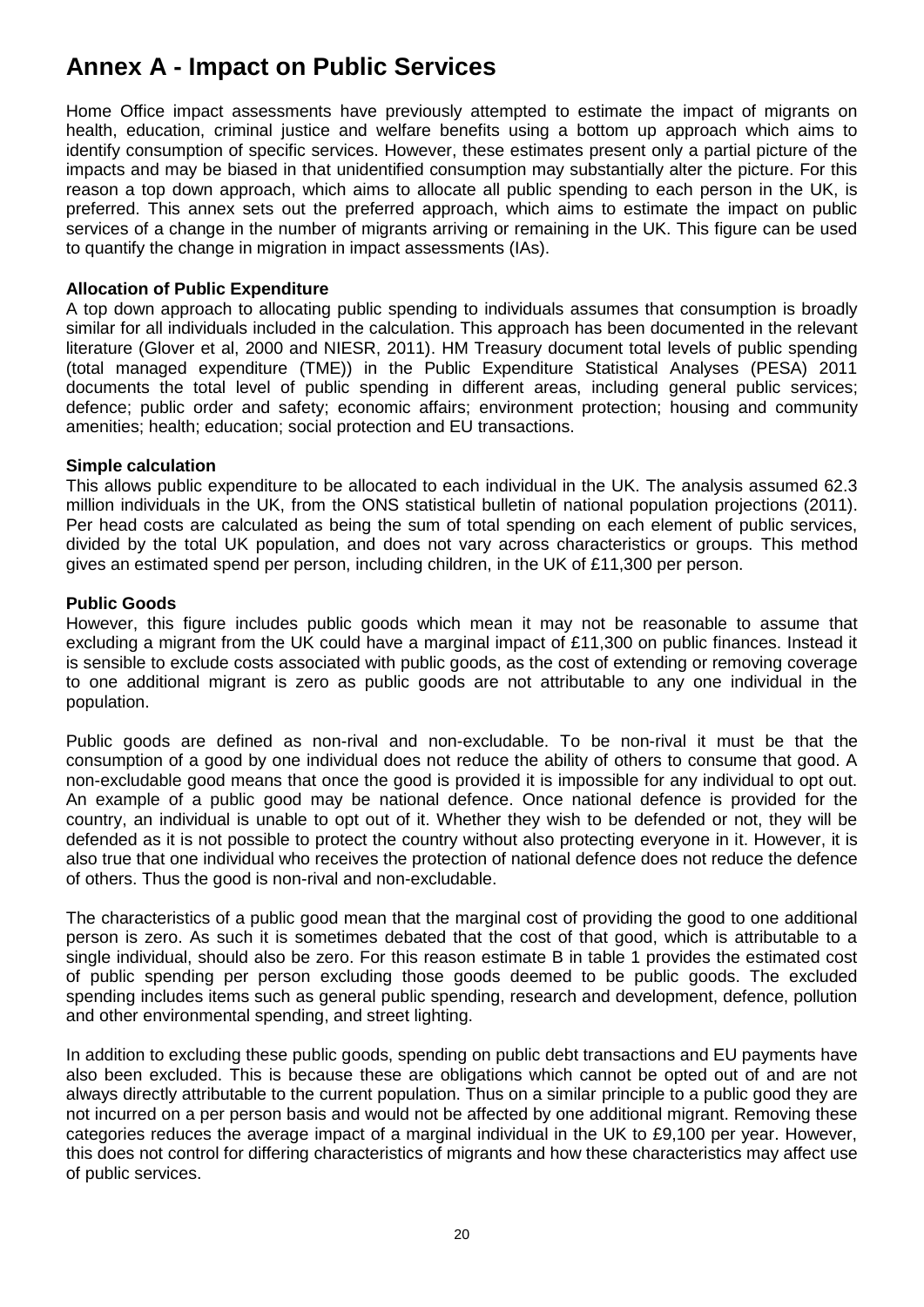# Annex A - Impact on Public Services

Home Office impact assessments have previously attempted to estimate the impact of migrants on health, education, criminal justice and welfare benefits using a bottom up approach which aims to identify consumption of specific services. However, these estimates present only a partial picture of the impacts and may be biased in that unidentified consumption may substantially alter the picture. For this reason a top down approach, which aims to allocate all public spending to each person in the UK, is preferred. This annex sets out the preferred approach, which aims to estimate the impact on public services of a change in the number of migrants arriving or remaining in the UK. This figure can be used to quantify the change in migration in impact assessments (IAs).

**Allocation of Public Expenditure**

A top down approach to allocating public spending to individuals assumes that consumption is broadly similar for all individuals included in the calculation. This approach has been documented in the relevant literature (Glover et al, 2000 and NIESR, 2011). HM Treasury document total levels of public spending (total managed expenditure (TME)) in the Public Expenditure Statistical Analyses (PESA) 2011 documents the total level of public spending in different areas, including general public services; defence; public order and safety; economic affairs; environment protection; housing and community amenities; health; education; social protection and EU transactions.

**Simple calculation**

This allows public expenditure to be allocated to each individual in the UK. The analysis assumed 62.3 million individuals in the UK, from the ONS statistical bulletin of national population projections (2011). Per head costs are calculated as being the sum of total spending on each element of public services, divided by the total UK population, and does not vary across characteristics or groups. This method gives an estimated spend per person, including children, in the UK of £11,300 per person.

**Public Goods**

However, this figure includes public goods which mean it may not be reasonable to assume that excluding a migrant from the UK could have a marginal impact of £11,300 on public finances. Instead it is sensible to exclude costs associated with public goods, as the cost of extending or removing coverage to one additional migrant is zero as public goods are not attributable to any one individual in the population.

Public goods are defined as non-rival and non-excludable. To be non-rival it must be that the consumption of a good by one individual does not reduce the ability of others to consume that good. A non-excludable good means that once the good is provided it is impossible for any individual to opt out. An example of a public good may be national defence. Once national defence is provided for the country, an individual is unable to opt out of it. Whether they wish to be defended or not, they will be defended as it is not possible to protect the country without also protecting everyone in it. However, it is also true that one individual who receives the protection of national defence does not reduce the defence of others. Thus the good is non-rival and non-excludable.

The characteristics of a public good mean that the marginal cost of providing the good to one additional person is zero. As such it is sometimes debated that the cost of that good, which is attributable to a single individual, should also be zero. For this reason estimate B in table 1 provides the estimated cost of public spending per person excluding those goods deemed to be public goods. The excluded spending includes items such as general public spending, research and development, defence, pollution and other environmental spending, and street lighting.

In addition to excluding these public goods, spending on public debt transactions and EU payments have also been excluded. This is because these are obligations which cannot be opted out of and are not always directly attributable to the current population. Thus on a similar principle to a public good they are not incurred on a per person basis and would not be affected by one additional migrant. Removing these categories reduces the average impact of a marginal individual in the UK to £9,100 per year. However, this does not control for differing characteristics of migrants and how these characteristics may affect use of public services.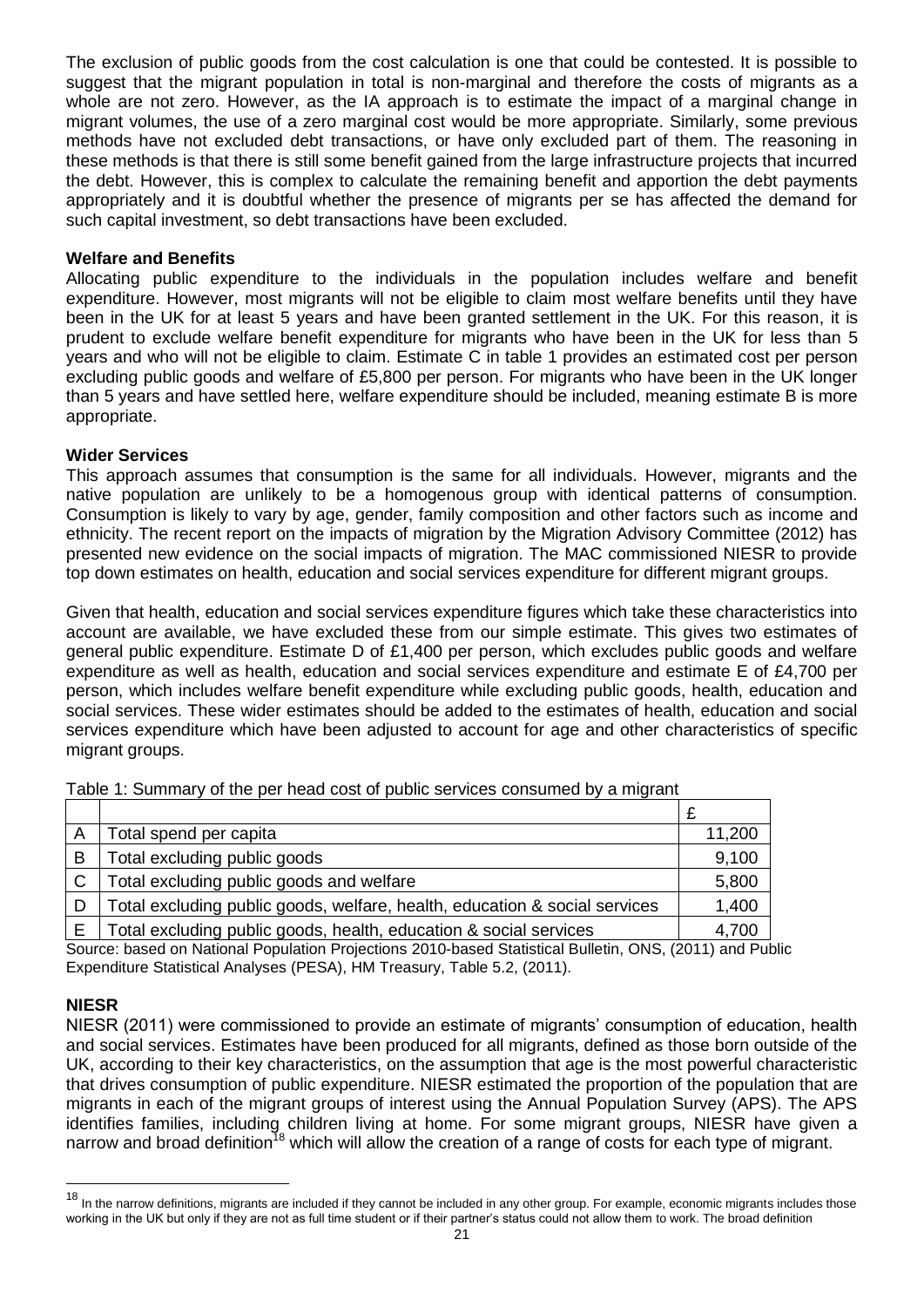The exclusion of public goods from the cost calculation is one that could be contested. It is possible to suggest that the migrant population in total is non-marginal and therefore the costs of migrants as a whole are not zero. However, as the IA approach is to estimate the impact of a marginal change in migrant volumes, the use of a zero marginal cost would be more appropriate. Similarly, some previous methods have not excluded debt transactions, or have only excluded part of them. The reasoning in these methods is that there is still some benefit gained from the large infrastructure projects that incurred the debt. However, this is complex to calculate the remaining benefit and apportion the debt payments appropriately and it is doubtful whether the presence of migrants per se has affected the demand for such capital investment, so debt transactions have been excluded.

**Welfare and Benefits**

Allocating public expenditure to the individuals in the population includes welfare and benefit expenditure. However, most migrants will not be eligible to claim most welfare benefits until they have been in the UK for at least 5 years and have been granted settlement in the UK. For this reason, it is prudent to exclude welfare benefit expenditure for migrants who have been in the UK for less than 5 years and who will not be eligible to claim. Estimate C in table 1 provides an estimated cost per person excluding public goods and welfare of £5,800 per person. For migrants who have been in the UK longer than 5 years and have settled here, welfare expenditure should be included, meaning estimate B is more appropriate.

**Wider Services**

This approach assumes that consumption is the same for all individuals. However, migrants and the native population are unlikely to be a homogenous group with identical patterns of consumption. Consumption is likely to vary by age, gender, family composition and other factors such as income and ethnicity. The recent report on the impacts of migration by the Migration Advisory Committee (2012) has presented new evidence on the social impacts of migration. The MAC commissioned NIESR to provide top down estimates on health, education and social services expenditure for different migrant groups.

Given that health, education and social services expenditure figures which take these characteristics into account are available, we have excluded these from our simple estimate. This gives two estimates of general public expenditure. Estimate D of £1,400 per person, which excludes public goods and welfare expenditure as well as health, education and social services expenditure and estimate E of £4,700 per person, which includes welfare benefit expenditure while excluding public goods, health, education and social services. These wider estimates should be added to the estimates of health, education and social services expenditure which have been adjusted to account for age and other characteristics of specific migrant groups.

Table 1: Summary of the per head cost of public services consumed by a migrant

| | | £ |
|---|---|---|
| A | Total spend per capita | 11,200 |
| B | Total excluding public goods | 9,100 |
| C | Total excluding public goods and welfare | 5,800 |
| D | Total excluding public goods, welfare, health, education & social services | 1,400 |
| E | Total excluding public goods, health, education & social services | 4,700 |

Source: based on National Population Projections 2010-based Statistical Bulletin, ONS, (2011) and Public Expenditure Statistical Analyses (PESA), HM Treasury, Table 5.2, (2011).

**NIESR**

NIESR (2011) were commissioned to provide an estimate of migrants' consumption of education, health and social services. Estimates have been produced for all migrants, defined as those born outside of the UK, according to their key characteristics, on the assumption that age is the most powerful characteristic that drives consumption of public expenditure. NIESR estimated the proportion of the population that are migrants in each of the migrant groups of interest using the Annual Population Survey (APS). The APS identifies families, including children living at home. For some migrant groups, NIESR have given a narrow and broad definition[18] which will allow the creation of a range of costs for each type of migrant.

[18] In the narrow definitions, migrants are included if they cannot be included in any other group. For example, economic migrants includes those working in the UK but only if they are not as full time student or if their partner's status could not allow them to work. The broad definition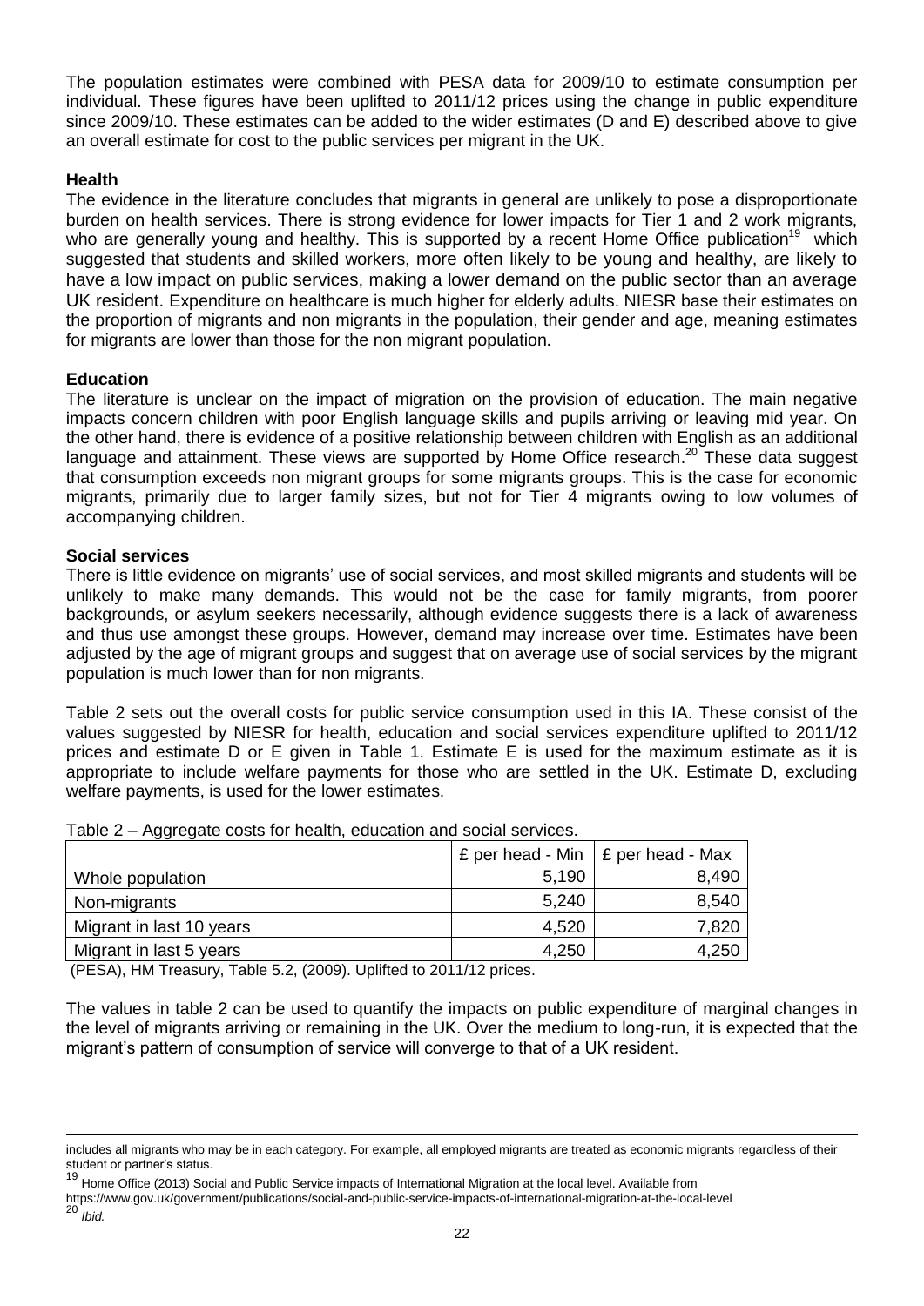The population estimates were combined with PESA data for 2009/10 to estimate consumption per individual. These figures have been uplifted to 2011/12 prices using the change in public expenditure since 2009/10. These estimates can be added to the wider estimates (D and E) described above to give an overall estimate for cost to the public services per migrant in the UK.

**Health**

The evidence in the literature concludes that migrants in general are unlikely to pose a disproportionate burden on health services. There is strong evidence for lower impacts for Tier 1 and 2 work migrants, who are generally young and healthy. This is supported by a recent Home Office publication[19] which suggested that students and skilled workers, more often likely to be young and healthy, are likely to have a low impact on public services, making a lower demand on the public sector than an average UK resident. Expenditure on healthcare is much higher for elderly adults. NIESR base their estimates on the proportion of migrants and non migrants in the population, their gender and age, meaning estimates for migrants are lower than those for the non migrant population.

**Education**

The literature is unclear on the impact of migration on the provision of education. The main negative impacts concern children with poor English language skills and pupils arriving or leaving mid year. On the other hand, there is evidence of a positive relationship between children with English as an additional language and attainment. These views are supported by Home Office research.[20] These data suggest that consumption exceeds non migrant groups for some migrants groups. This is the case for economic migrants, primarily due to larger family sizes, but not for Tier 4 migrants owing to low volumes of accompanying children.

**Social services**

There is little evidence on migrants' use of social services, and most skilled migrants and students will be unlikely to make many demands. This would not be the case for family migrants, from poorer backgrounds, or asylum seekers necessarily, although evidence suggests there is a lack of awareness and thus use amongst these groups. However, demand may increase over time. Estimates have been adjusted by the age of migrant groups and suggest that on average use of social services by the migrant population is much lower than for non migrants.

Table 2 sets out the overall costs for public service consumption used in this IA. These consist of the values suggested by NIESR for health, education and social services expenditure uplifted to 2011/12 prices and estimate D or E given in Table 1. Estimate E is used for the maximum estimate as it is appropriate to include welfare payments for those who are settled in the UK. Estimate D, excluding welfare payments, is used for the lower estimates.

Table 2 – Aggregate costs for health, education and social services.

| | £ per head - Min | £ per head - Max |
|---|---|---|
| Whole population | 5,190 | 8,490 |
| Non-migrants | 5,240 | 8,540 |
| Migrant in last 10 years | 4,520 | 7,820 |
| Migrant in last 5 years | 4,250 | 4,250 |

(PESA), HM Treasury, Table 5.2, (2009). Uplifted to 2011/12 prices.

The values in table 2 can be used to quantify the impacts on public expenditure of marginal changes in the level of migrants arriving or remaining in the UK. Over the medium to long-run, it is expected that the migrant's pattern of consumption of service will converge to that of a UK resident.

includes all migrants who may be in each category. For example, all employed migrants are treated as economic migrants regardless of their student or partner's status.

[19] Home Office (2013) Social and Public Service impacts of International Migration at the local level. Available from https://www.gov.uk/government/publications/social-and-public-service-impacts-of-international-migration-at-the-local-level

[20] *Ibid.*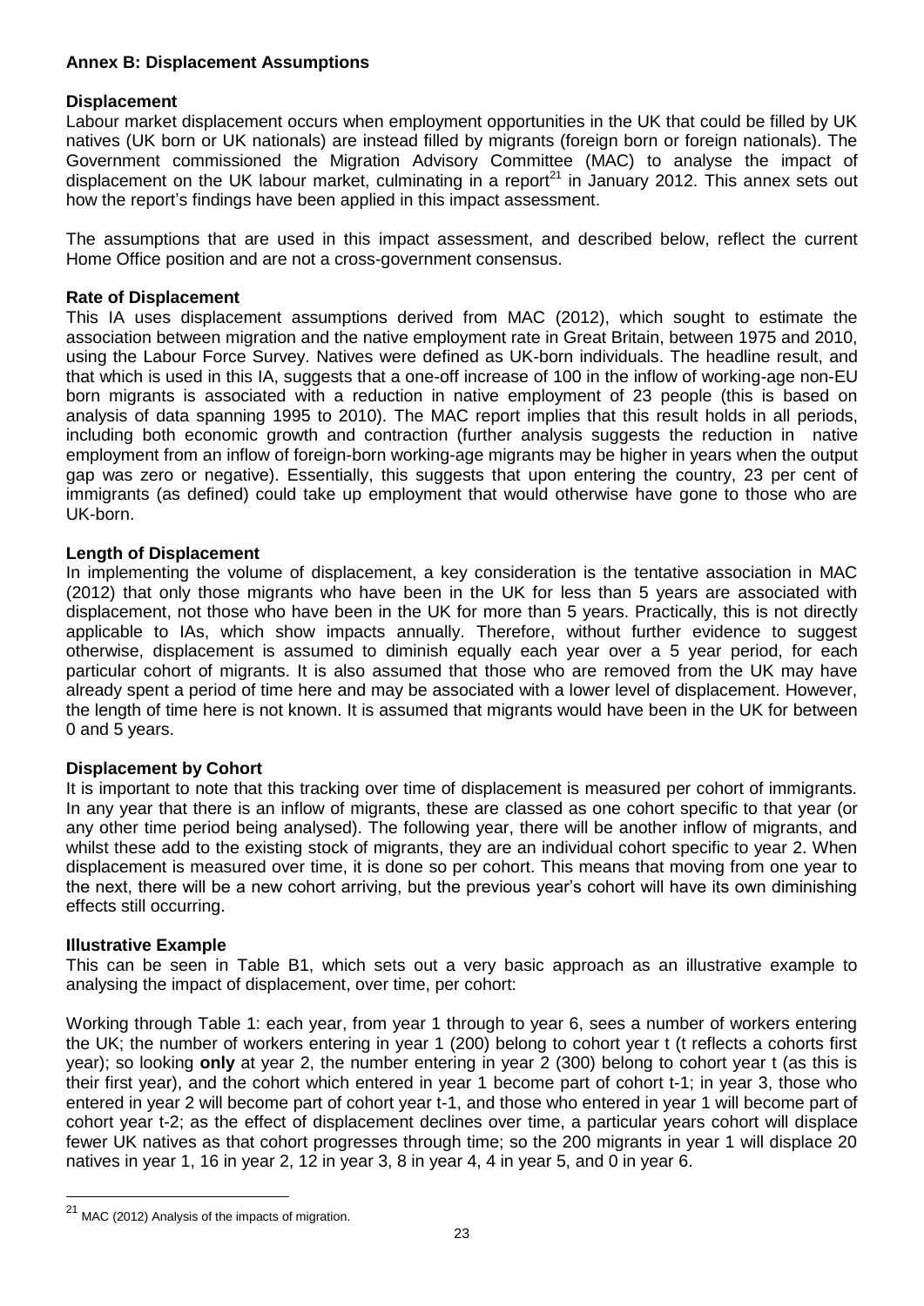### Annex B: Displacement Assumptions

**Displacement**

Labour market displacement occurs when employment opportunities in the UK that could be filled by UK natives (UK born or UK nationals) are instead filled by migrants (foreign born or foreign nationals). The Government commissioned the Migration Advisory Committee (MAC) to analyse the impact of displacement on the UK labour market, culminating in a report[21] in January 2012. This annex sets out how the report's findings have been applied in this impact assessment.

The assumptions that are used in this impact assessment, and described below, reflect the current Home Office position and are not a cross-government consensus.

**Rate of Displacement**

This IA uses displacement assumptions derived from MAC (2012), which sought to estimate the association between migration and the native employment rate in Great Britain, between 1975 and 2010, using the Labour Force Survey. Natives were defined as UK-born individuals. The headline result, and that which is used in this IA, suggests that a one-off increase of 100 in the inflow of working-age non-EU born migrants is associated with a reduction in native employment of 23 people (this is based on analysis of data spanning 1995 to 2010). The MAC report implies that this result holds in all periods, including both economic growth and contraction (further analysis suggests the reduction in native employment from an inflow of foreign-born working-age migrants may be higher in years when the output gap was zero or negative). Essentially, this suggests that upon entering the country, 23 per cent of immigrants (as defined) could take up employment that would otherwise have gone to those who are UK-born.

**Length of Displacement**

In implementing the volume of displacement, a key consideration is the tentative association in MAC (2012) that only those migrants who have been in the UK for less than 5 years are associated with displacement, not those who have been in the UK for more than 5 years. Practically, this is not directly applicable to IAs, which show impacts annually. Therefore, without further evidence to suggest otherwise, displacement is assumed to diminish equally each year over a 5 year period, for each particular cohort of migrants. It is also assumed that those who are removed from the UK may have already spent a period of time here and may be associated with a lower level of displacement. However, the length of time here is not known. It is assumed that migrants would have been in the UK for between 0 and 5 years.

**Displacement by Cohort**

It is important to note that this tracking over time of displacement is measured per cohort of immigrants. In any year that there is an inflow of migrants, these are classed as one cohort specific to that year (or any other time period being analysed). The following year, there will be another inflow of migrants, and whilst these add to the existing stock of migrants, they are an individual cohort specific to year 2. When displacement is measured over time, it is done so per cohort. This means that moving from one year to the next, there will be a new cohort arriving, but the previous year's cohort will have its own diminishing effects still occurring.

**Illustrative Example**

This can be seen in Table B1, which sets out a very basic approach as an illustrative example to analysing the impact of displacement, over time, per cohort:

Working through Table 1: each year, from year 1 through to year 6, sees a number of workers entering the UK; the number of workers entering in year 1 (200) belong to cohort year t (t reflects a cohorts first year); so looking **only** at year 2, the number entering in year 2 (300) belong to cohort year t (as this is their first year), and the cohort which entered in year 1 become part of cohort t-1; in year 3, those who entered in year 2 will become part of cohort year t-1, and those who entered in year 1 will become part of cohort year t-2; as the effect of displacement declines over time, a particular years cohort will displace fewer UK natives as that cohort progresses through time; so the 200 migrants in year 1 will displace 20 natives in year 1, 16 in year 2, 12 in year 3, 8 in year 4, 4 in year 5, and 0 in year 6.

[21] MAC (2012) Analysis of the impacts of migration.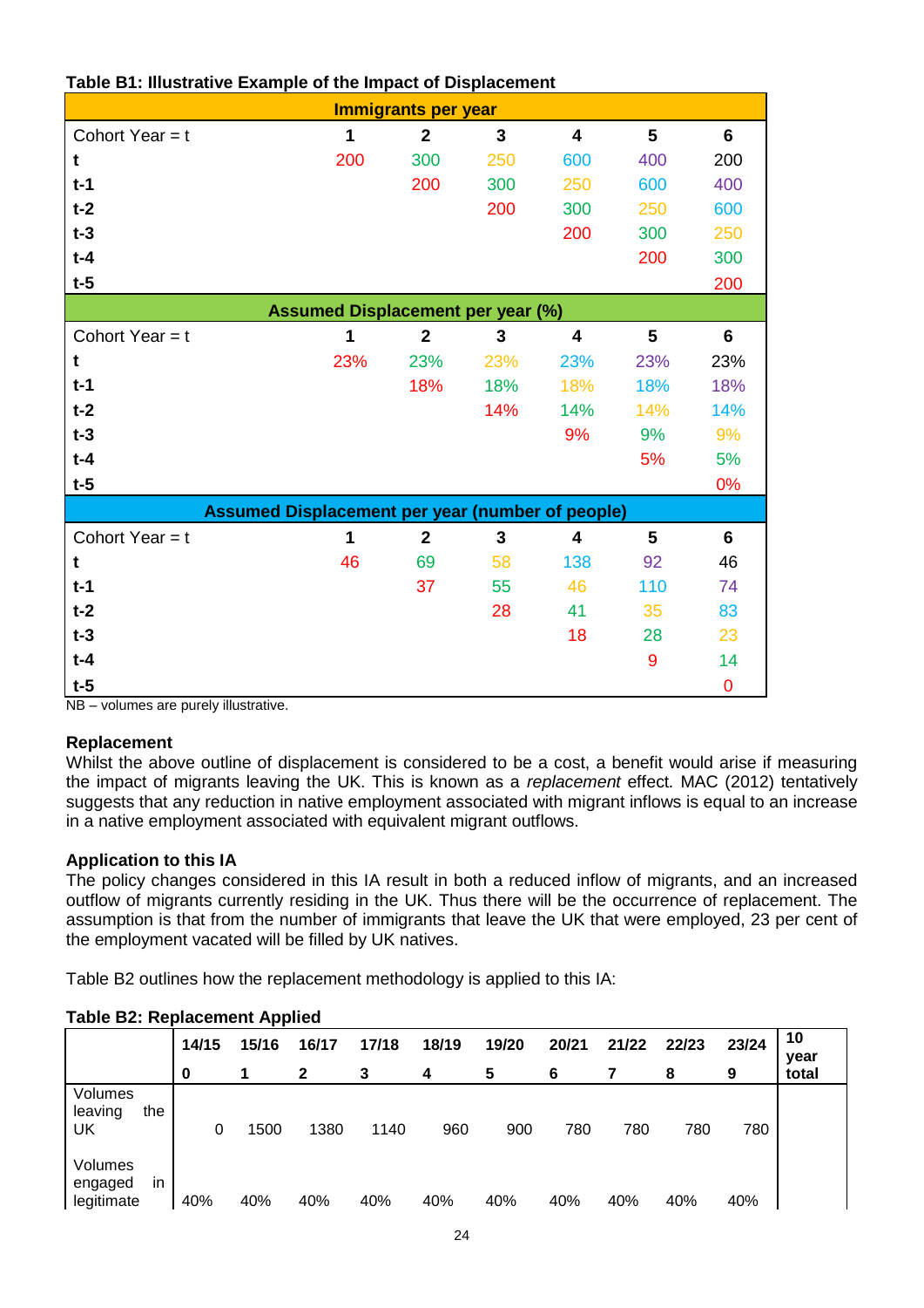**Table B1: Illustrative Example of the Impact of Displacement**

| Immigrants per year | | | | | | |
|---|---|---|---|---|---|---|
| Cohort Year = t | **1** | **2** | **3** | **4** | **5** | **6** |
| **t** | 200 | 300 | 250 | 600 | 400 | 200 |
| **t-1** | | 200 | 300 | 250 | 600 | 400 |
| **t-2** | | | 200 | 300 | 250 | 600 |
| **t-3** | | | | 200 | 300 | 250 |
| **t-4** | | | | | 200 | 300 |
| **t-5** | | | | | | 200 |
| **Assumed Displacement per year (%)** | | | | | | |
| Cohort Year = t | **1** | **2** | **3** | **4** | **5** | **6** |
| **t** | 23% | 23% | 23% | 23% | 23% | 23% |
| **t-1** | | 18% | 18% | 18% | 18% | 18% |
| **t-2** | | | 14% | 14% | 14% | 14% |
| **t-3** | | | | 9% | 9% | 9% |
| **t-4** | | | | | 5% | 5% |
| **t-5** | | | | | | 0% |
| **Assumed Displacement per year (number of people)** | | | | | | |
| Cohort Year = t | **1** | **2** | **3** | **4** | **5** | **6** |
| **t** | 46 | 69 | 58 | 138 | 92 | 46 |
| **t-1** | | 37 | 55 | 46 | 110 | 74 |
| **t-2** | | | 28 | 41 | 35 | 83 |
| **t-3** | | | | 18 | 28 | 23 |
| **t-4** | | | | | 9 | 14 |
| **t-5** | | | | | | 0 |

NB – volumes are purely illustrative.

**Replacement**

Whilst the above outline of displacement is considered to be a cost, a benefit would arise if measuring the impact of migrants leaving the UK. This is known as a *replacement* effect. MAC (2012) tentatively suggests that any reduction in native employment associated with migrant inflows is equal to an increase in a native employment associated with equivalent migrant outflows.

**Application to this IA**

The policy changes considered in this IA result in both a reduced inflow of migrants, and an increased outflow of migrants currently residing in the UK. Thus there will be the occurrence of replacement. The assumption is that from the number of immigrants that leave the UK that were employed, 23 per cent of the employment vacated will be filled by UK natives.

Table B2 outlines how the replacement methodology is applied to this IA:

**Table B2: Replacement Applied**

| | **14/15** **0** | **15/16** **1** | **16/17** **2** | **17/18** **3** | **18/19** **4** | **19/20** **5** | **20/21** **6** | **21/22** **7** | **22/23** **8** | **23/24** **9** | **10 year total** |
|---|---|---|---|---|---|---|---|---|---|---|---|
| Volumes leaving the UK | 0 | 1500 | 1380 | 1140 | 960 | 900 | 780 | 780 | 780 | 780 | |
| Volumes engaged in legitimate | 40% | 40% | 40% | 40% | 40% | 40% | 40% | 40% | 40% | 40% | |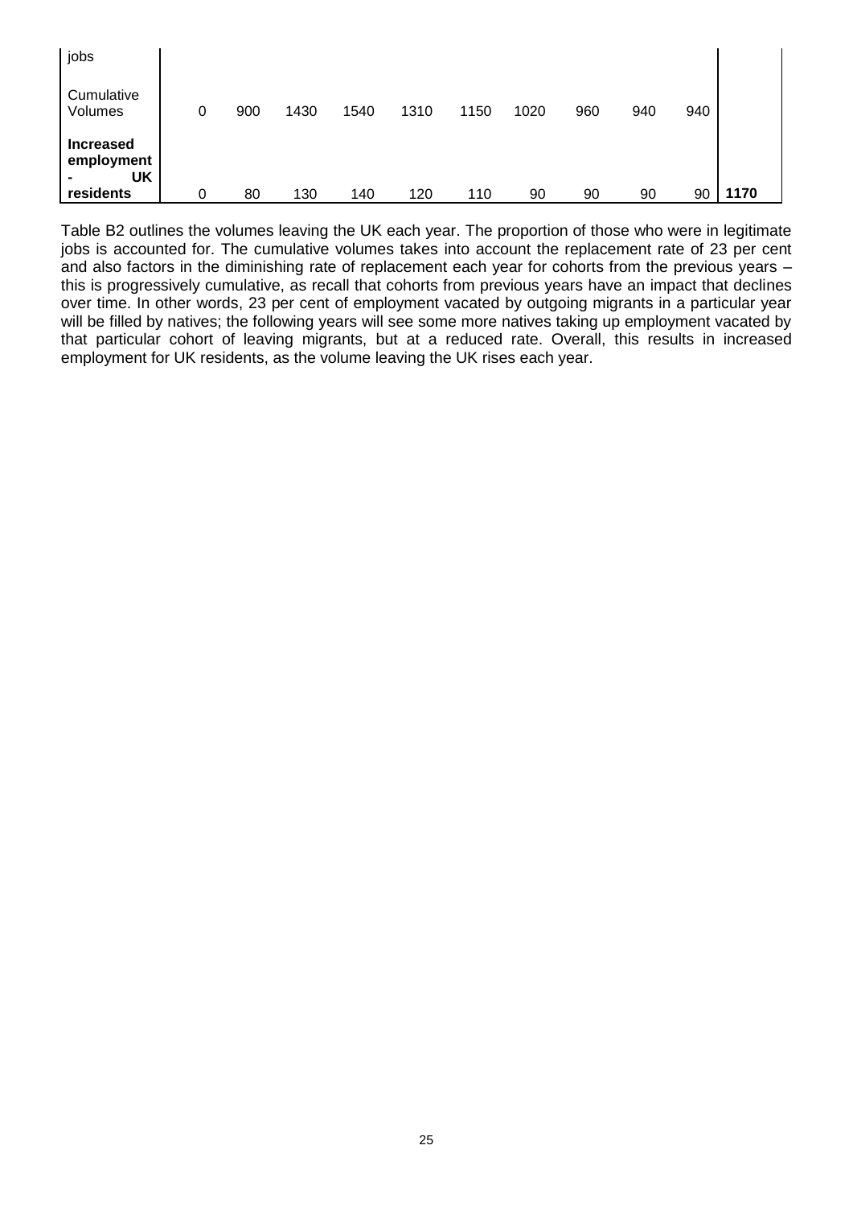| | | | | | | | | | | | |
|---|---|---|---|---|---|---|---|---|---|---|---|
| jobs | | | | | | | | | | | |
| Cumulative Volumes | 0 | 900 | 1430 | 1540 | 1310 | 1150 | 1020 | 960 | 940 | 940 | |
| **Increased employment - UK residents** | 0 | 80 | 130 | 140 | 120 | 110 | 90 | 90 | 90 | 90 | **1170** |

Table B2 outlines the volumes leaving the UK each year. The proportion of those who were in legitimate jobs is accounted for. The cumulative volumes takes into account the replacement rate of 23 per cent and also factors in the diminishing rate of replacement each year for cohorts from the previous years – this is progressively cumulative, as recall that cohorts from previous years have an impact that declines over time. In other words, 23 per cent of employment vacated by outgoing migrants in a particular year will be filled by natives; the following years will see some more natives taking up employment vacated by that particular cohort of leaving migrants, but at a reduced rate. Overall, this results in increased employment for UK residents, as the volume leaving the UK rises each year.